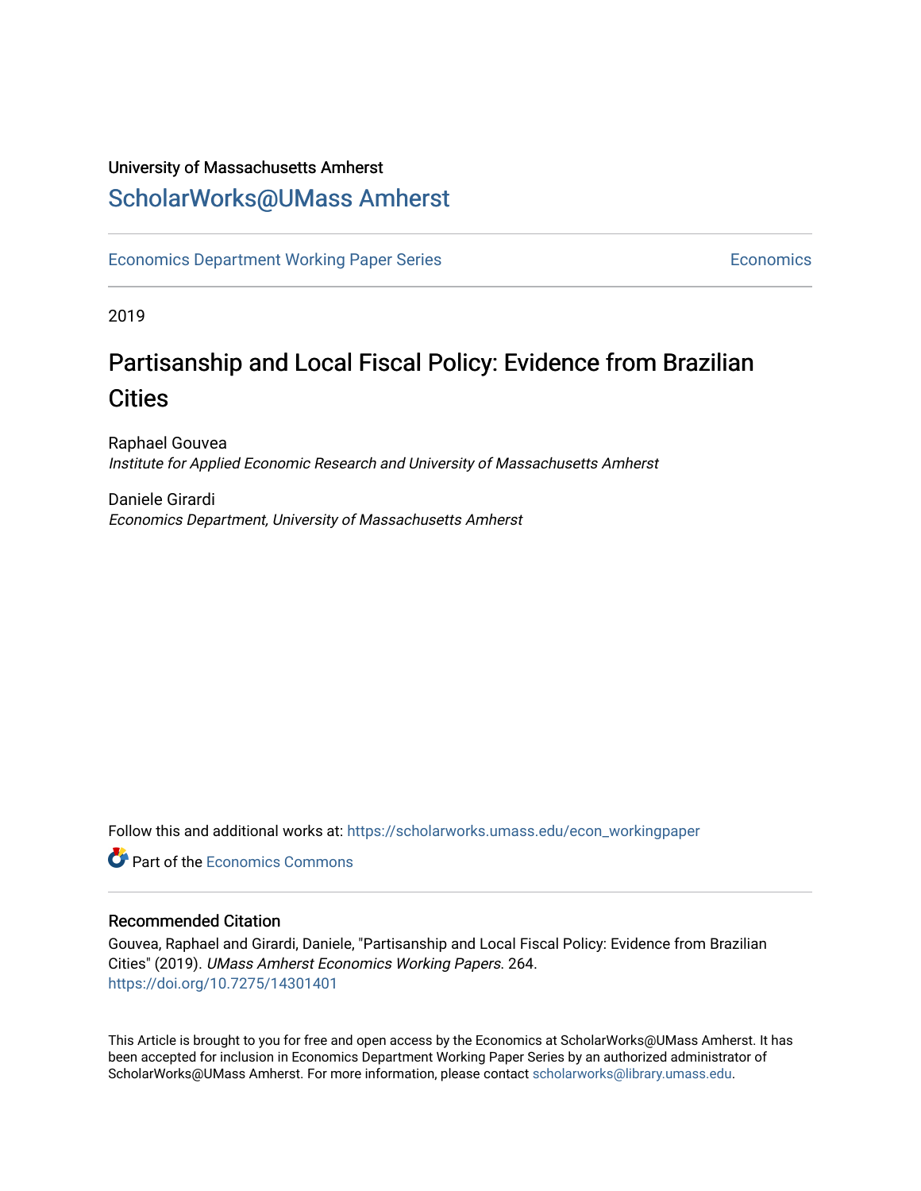University of Massachusetts Amherst

# ScholarWorks@UMass Amherst

Economics Department Working Paper Series

Economics

2019

# Partisanship and Local Fiscal Policy: Evidence from Brazilian Cities

Raphael Gouvea
*Institute for Applied Economic Research and University of Massachusetts Amherst*

Daniele Girardi
*Economics Department, University of Massachusetts Amherst*

Follow this and additional works at: https://scholarworks.umass.edu/econ_workingpaper

Part of the Economics Commons

## Recommended Citation

Gouvea, Raphael and Girardi, Daniele, "Partisanship and Local Fiscal Policy: Evidence from Brazilian Cities" (2019). *UMass Amherst Economics Working Papers.* 264.
https://doi.org/10.7275/14301401

This Article is brought to you for free and open access by the Economics at ScholarWorks@UMass Amherst. It has been accepted for inclusion in Economics Department Working Paper Series by an authorized administrator of ScholarWorks@UMass Amherst. For more information, please contact scholarworks@library.umass.edu.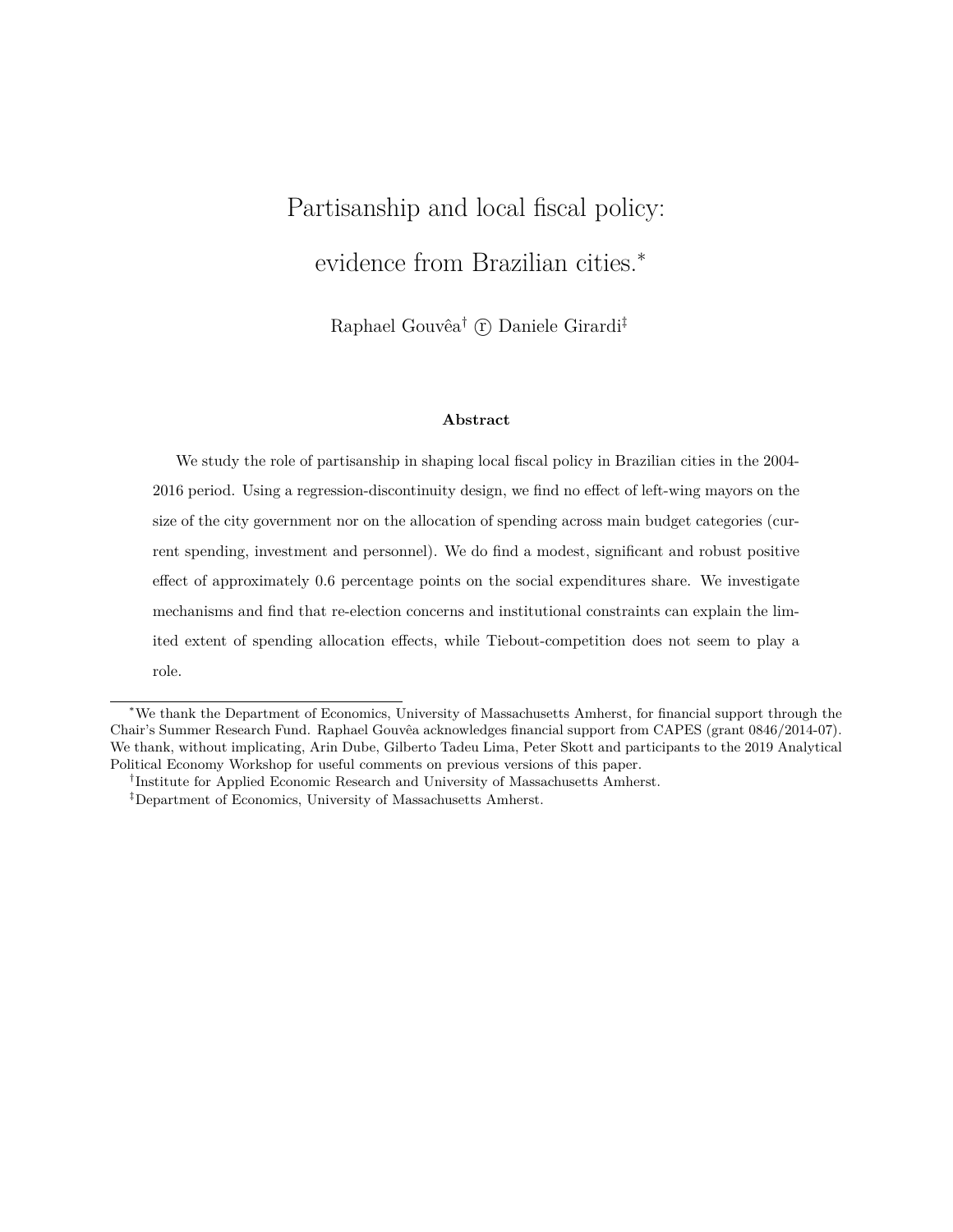# Partisanship and local fiscal policy: evidence from Brazilian cities.*

Raphael Gouvêa[†] ⓡ Daniele Girardi[‡]

**Abstract**

We study the role of partisanship in shaping local fiscal policy in Brazilian cities in the 2004-2016 period. Using a regression-discontinuity design, we find no effect of left-wing mayors on the size of the city government nor on the allocation of spending across main budget categories (current spending, investment and personnel). We do find a modest, significant and robust positive effect of approximately 0.6 percentage points on the social expenditures share. We investigate mechanisms and find that re-election concerns and institutional constraints can explain the limited extent of spending allocation effects, while Tiebout-competition does not seem to play a role.

---

*We thank the Department of Economics, University of Massachusetts Amherst, for financial support through the Chair's Summer Research Fund. Raphael Gouvêa acknowledges financial support from CAPES (grant 0846/2014-07). We thank, without implicating, Arin Dube, Gilberto Tadeu Lima, Peter Skott and participants to the 2019 Analytical Political Economy Workshop for useful comments on previous versions of this paper.

[†]Institute for Applied Economic Research and University of Massachusetts Amherst.

[‡]Department of Economics, University of Massachusetts Amherst.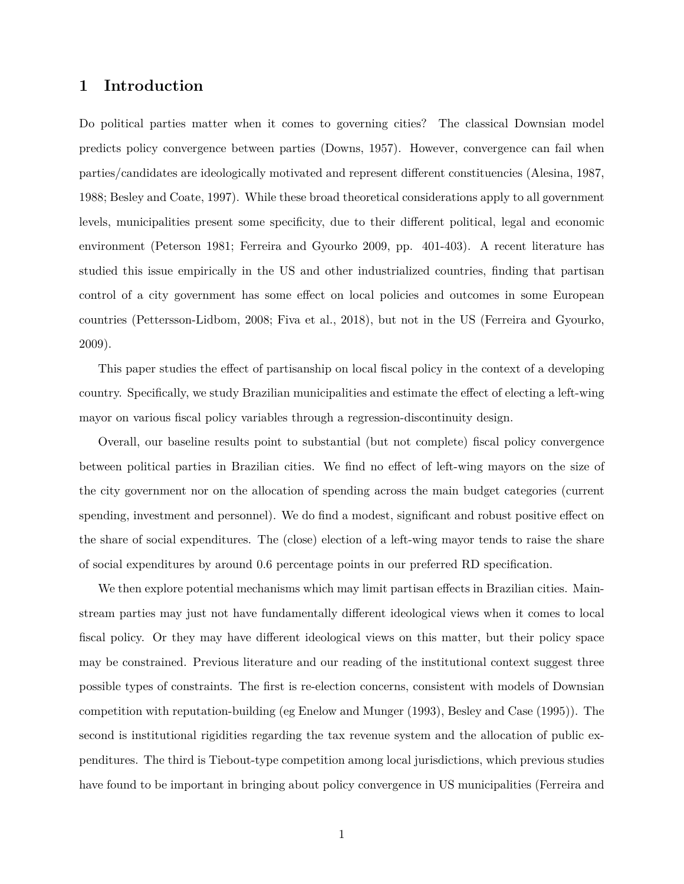# 1 Introduction

Do political parties matter when it comes to governing cities? The classical Downsian model predicts policy convergence between parties (Downs, 1957). However, convergence can fail when parties/candidates are ideologically motivated and represent different constituencies (Alesina, 1987, 1988; Besley and Coate, 1997). While these broad theoretical considerations apply to all government levels, municipalities present some specificity, due to their different political, legal and economic environment (Peterson 1981; Ferreira and Gyourko 2009, pp. 401-403). A recent literature has studied this issue empirically in the US and other industrialized countries, finding that partisan control of a city government has some effect on local policies and outcomes in some European countries (Pettersson-Lidbom, 2008; Fiva et al., 2018), but not in the US (Ferreira and Gyourko, 2009).

This paper studies the effect of partisanship on local fiscal policy in the context of a developing country. Specifically, we study Brazilian municipalities and estimate the effect of electing a left-wing mayor on various fiscal policy variables through a regression-discontinuity design.

Overall, our baseline results point to substantial (but not complete) fiscal policy convergence between political parties in Brazilian cities. We find no effect of left-wing mayors on the size of the city government nor on the allocation of spending across the main budget categories (current spending, investment and personnel). We do find a modest, significant and robust positive effect on the share of social expenditures. The (close) election of a left-wing mayor tends to raise the share of social expenditures by around 0.6 percentage points in our preferred RD specification.

We then explore potential mechanisms which may limit partisan effects in Brazilian cities. Mainstream parties may just not have fundamentally different ideological views when it comes to local fiscal policy. Or they may have different ideological views on this matter, but their policy space may be constrained. Previous literature and our reading of the institutional context suggest three possible types of constraints. The first is re-election concerns, consistent with models of Downsian competition with reputation-building (eg Enelow and Munger (1993), Besley and Case (1995)). The second is institutional rigidities regarding the tax revenue system and the allocation of public expenditures. The third is Tiebout-type competition among local jurisdictions, which previous studies have found to be important in bringing about policy convergence in US municipalities (Ferreira and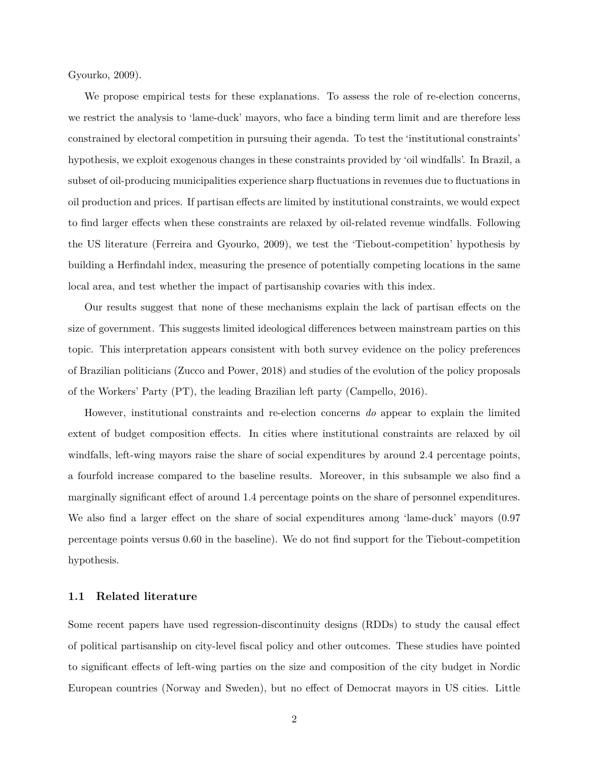Gyourko, 2009).

We propose empirical tests for these explanations. To assess the role of re-election concerns, we restrict the analysis to 'lame-duck' mayors, who face a binding term limit and are therefore less constrained by electoral competition in pursuing their agenda. To test the 'institutional constraints' hypothesis, we exploit exogenous changes in these constraints provided by 'oil windfalls'. In Brazil, a subset of oil-producing municipalities experience sharp fluctuations in revenues due to fluctuations in oil production and prices. If partisan effects are limited by institutional constraints, we would expect to find larger effects when these constraints are relaxed by oil-related revenue windfalls. Following the US literature (Ferreira and Gyourko, 2009), we test the 'Tiebout-competition' hypothesis by building a Herfindahl index, measuring the presence of potentially competing locations in the same local area, and test whether the impact of partisanship covaries with this index.

Our results suggest that none of these mechanisms explain the lack of partisan effects on the size of government. This suggests limited ideological differences between mainstream parties on this topic. This interpretation appears consistent with both survey evidence on the policy preferences of Brazilian politicians (Zucco and Power, 2018) and studies of the evolution of the policy proposals of the Workers' Party (PT), the leading Brazilian left party (Campello, 2016).

However, institutional constraints and re-election concerns *do* appear to explain the limited extent of budget composition effects. In cities where institutional constraints are relaxed by oil windfalls, left-wing mayors raise the share of social expenditures by around 2.4 percentage points, a fourfold increase compared to the baseline results. Moreover, in this subsample we also find a marginally significant effect of around 1.4 percentage points on the share of personnel expenditures. We also find a larger effect on the share of social expenditures among 'lame-duck' mayors (0.97 percentage points versus 0.60 in the baseline). We do not find support for the Tiebout-competition hypothesis.

### 1.1 Related literature

Some recent papers have used regression-discontinuity designs (RDDs) to study the causal effect of political partisanship on city-level fiscal policy and other outcomes. These studies have pointed to significant effects of left-wing parties on the size and composition of the city budget in Nordic European countries (Norway and Sweden), but no effect of Democrat mayors in US cities. Little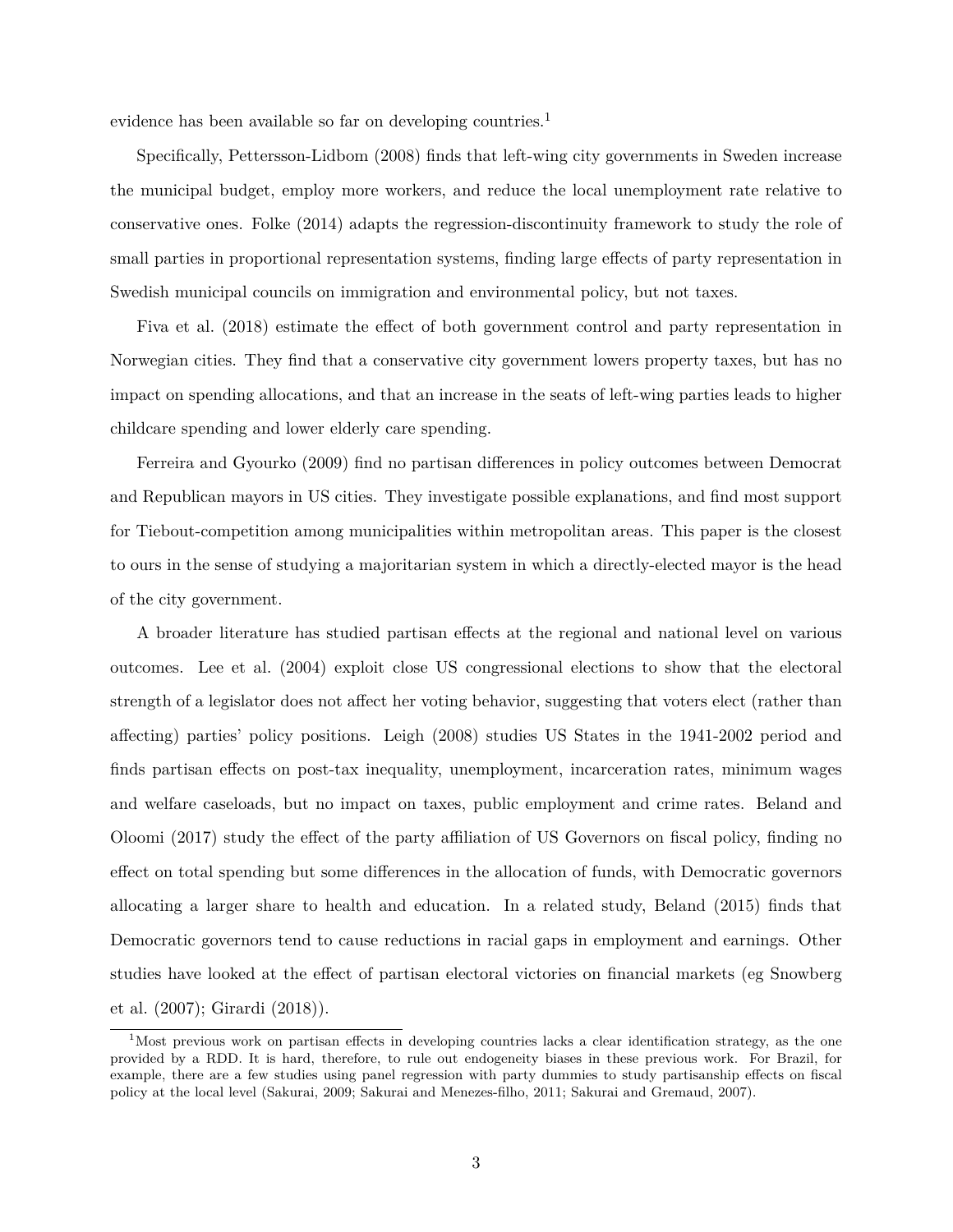evidence has been available so far on developing countries.[1]

Specifically, Pettersson-Lidbom (2008) finds that left-wing city governments in Sweden increase the municipal budget, employ more workers, and reduce the local unemployment rate relative to conservative ones. Folke (2014) adapts the regression-discontinuity framework to study the role of small parties in proportional representation systems, finding large effects of party representation in Swedish municipal councils on immigration and environmental policy, but not taxes.

Fiva et al. (2018) estimate the effect of both government control and party representation in Norwegian cities. They find that a conservative city government lowers property taxes, but has no impact on spending allocations, and that an increase in the seats of left-wing parties leads to higher childcare spending and lower elderly care spending.

Ferreira and Gyourko (2009) find no partisan differences in policy outcomes between Democrat and Republican mayors in US cities. They investigate possible explanations, and find most support for Tiebout-competition among municipalities within metropolitan areas. This paper is the closest to ours in the sense of studying a majoritarian system in which a directly-elected mayor is the head of the city government.

A broader literature has studied partisan effects at the regional and national level on various outcomes. Lee et al. (2004) exploit close US congressional elections to show that the electoral strength of a legislator does not affect her voting behavior, suggesting that voters elect (rather than affecting) parties' policy positions. Leigh (2008) studies US States in the 1941-2002 period and finds partisan effects on post-tax inequality, unemployment, incarceration rates, minimum wages and welfare caseloads, but no impact on taxes, public employment and crime rates. Beland and Oloomi (2017) study the effect of the party affiliation of US Governors on fiscal policy, finding no effect on total spending but some differences in the allocation of funds, with Democratic governors allocating a larger share to health and education. In a related study, Beland (2015) finds that Democratic governors tend to cause reductions in racial gaps in employment and earnings. Other studies have looked at the effect of partisan electoral victories on financial markets (eg Snowberg et al. (2007); Girardi (2018)).

[1] Most previous work on partisan effects in developing countries lacks a clear identification strategy, as the one provided by a RDD. It is hard, therefore, to rule out endogeneity biases in these previous work. For Brazil, for example, there are a few studies using panel regression with party dummies to study partisanship effects on fiscal policy at the local level (Sakurai, 2009; Sakurai and Menezes-filho, 2011; Sakurai and Gremaud, 2007).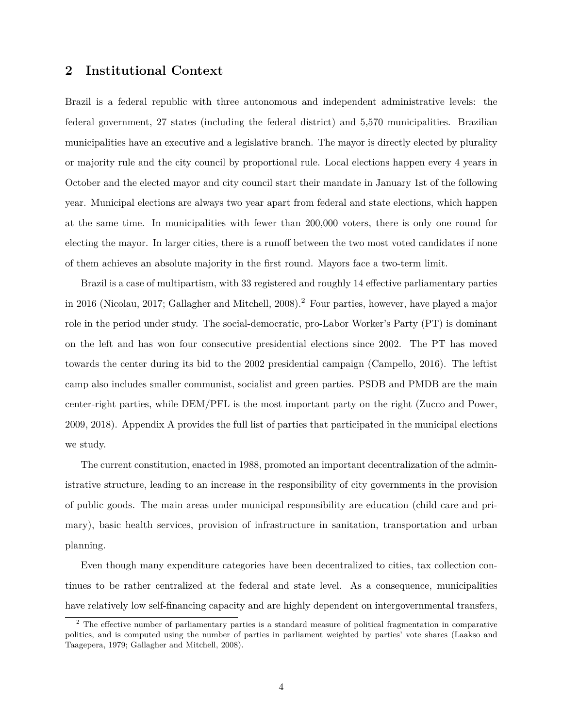## 2 Institutional Context

Brazil is a federal republic with three autonomous and independent administrative levels: the federal government, 27 states (including the federal district) and 5,570 municipalities. Brazilian municipalities have an executive and a legislative branch. The mayor is directly elected by plurality or majority rule and the city council by proportional rule. Local elections happen every 4 years in October and the elected mayor and city council start their mandate in January 1st of the following year. Municipal elections are always two year apart from federal and state elections, which happen at the same time. In municipalities with fewer than 200,000 voters, there is only one round for electing the mayor. In larger cities, there is a runoff between the two most voted candidates if none of them achieves an absolute majority in the first round. Mayors face a two-term limit.

Brazil is a case of multipartism, with 33 registered and roughly 14 effective parliamentary parties in 2016 (Nicolau, 2017; Gallagher and Mitchell, 2008).[2] Four parties, however, have played a major role in the period under study. The social-democratic, pro-Labor Worker's Party (PT) is dominant on the left and has won four consecutive presidential elections since 2002. The PT has moved towards the center during its bid to the 2002 presidential campaign (Campello, 2016). The leftist camp also includes smaller communist, socialist and green parties. PSDB and PMDB are the main center-right parties, while DEM/PFL is the most important party on the right (Zucco and Power, 2009, 2018). Appendix A provides the full list of parties that participated in the municipal elections we study.

The current constitution, enacted in 1988, promoted an important decentralization of the administrative structure, leading to an increase in the responsibility of city governments in the provision of public goods. The main areas under municipal responsibility are education (child care and primary), basic health services, provision of infrastructure in sanitation, transportation and urban planning.

Even though many expenditure categories have been decentralized to cities, tax collection continues to be rather centralized at the federal and state level. As a consequence, municipalities have relatively low self-financing capacity and are highly dependent on intergovernmental transfers,

[2] The effective number of parliamentary parties is a standard measure of political fragmentation in comparative politics, and is computed using the number of parties in parliament weighted by parties' vote shares (Laakso and Taagepera, 1979; Gallagher and Mitchell, 2008).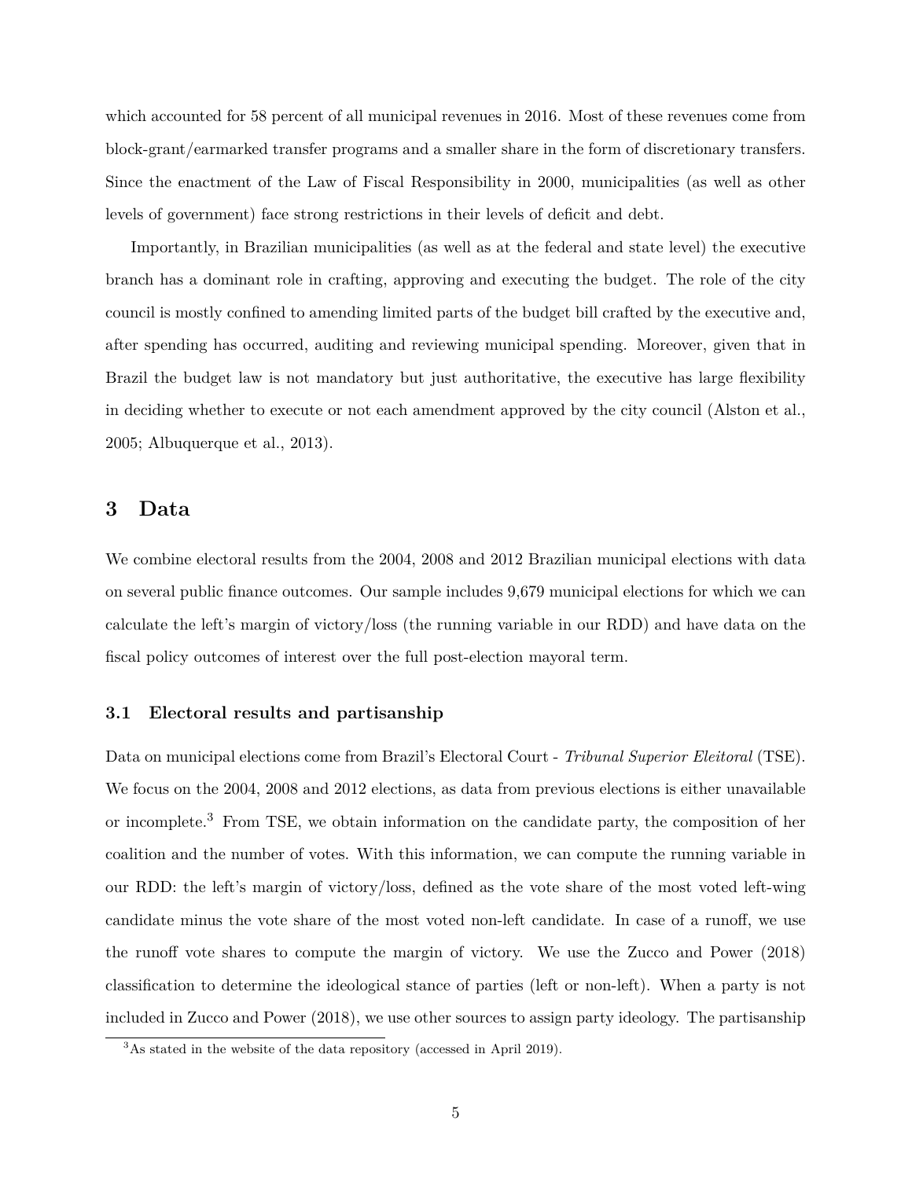which accounted for 58 percent of all municipal revenues in 2016. Most of these revenues come from block-grant/earmarked transfer programs and a smaller share in the form of discretionary transfers. Since the enactment of the Law of Fiscal Responsibility in 2000, municipalities (as well as other levels of government) face strong restrictions in their levels of deficit and debt.

Importantly, in Brazilian municipalities (as well as at the federal and state level) the executive branch has a dominant role in crafting, approving and executing the budget. The role of the city council is mostly confined to amending limited parts of the budget bill crafted by the executive and, after spending has occurred, auditing and reviewing municipal spending. Moreover, given that in Brazil the budget law is not mandatory but just authoritative, the executive has large flexibility in deciding whether to execute or not each amendment approved by the city council (Alston et al., 2005; Albuquerque et al., 2013).

# 3 Data

We combine electoral results from the 2004, 2008 and 2012 Brazilian municipal elections with data on several public finance outcomes. Our sample includes 9,679 municipal elections for which we can calculate the left's margin of victory/loss (the running variable in our RDD) and have data on the fiscal policy outcomes of interest over the full post-election mayoral term.

## 3.1 Electoral results and partisanship

Data on municipal elections come from Brazil's Electoral Court - *Tribunal Superior Eleitoral* (TSE). We focus on the 2004, 2008 and 2012 elections, as data from previous elections is either unavailable or incomplete.[3] From TSE, we obtain information on the candidate party, the composition of her coalition and the number of votes. With this information, we can compute the running variable in our RDD: the left's margin of victory/loss, defined as the vote share of the most voted left-wing candidate minus the vote share of the most voted non-left candidate. In case of a runoff, we use the runoff vote shares to compute the margin of victory. We use the Zucco and Power (2018) classification to determine the ideological stance of parties (left or non-left). When a party is not included in Zucco and Power (2018), we use other sources to assign party ideology. The partisanship

[3] As stated in the website of the data repository (accessed in April 2019).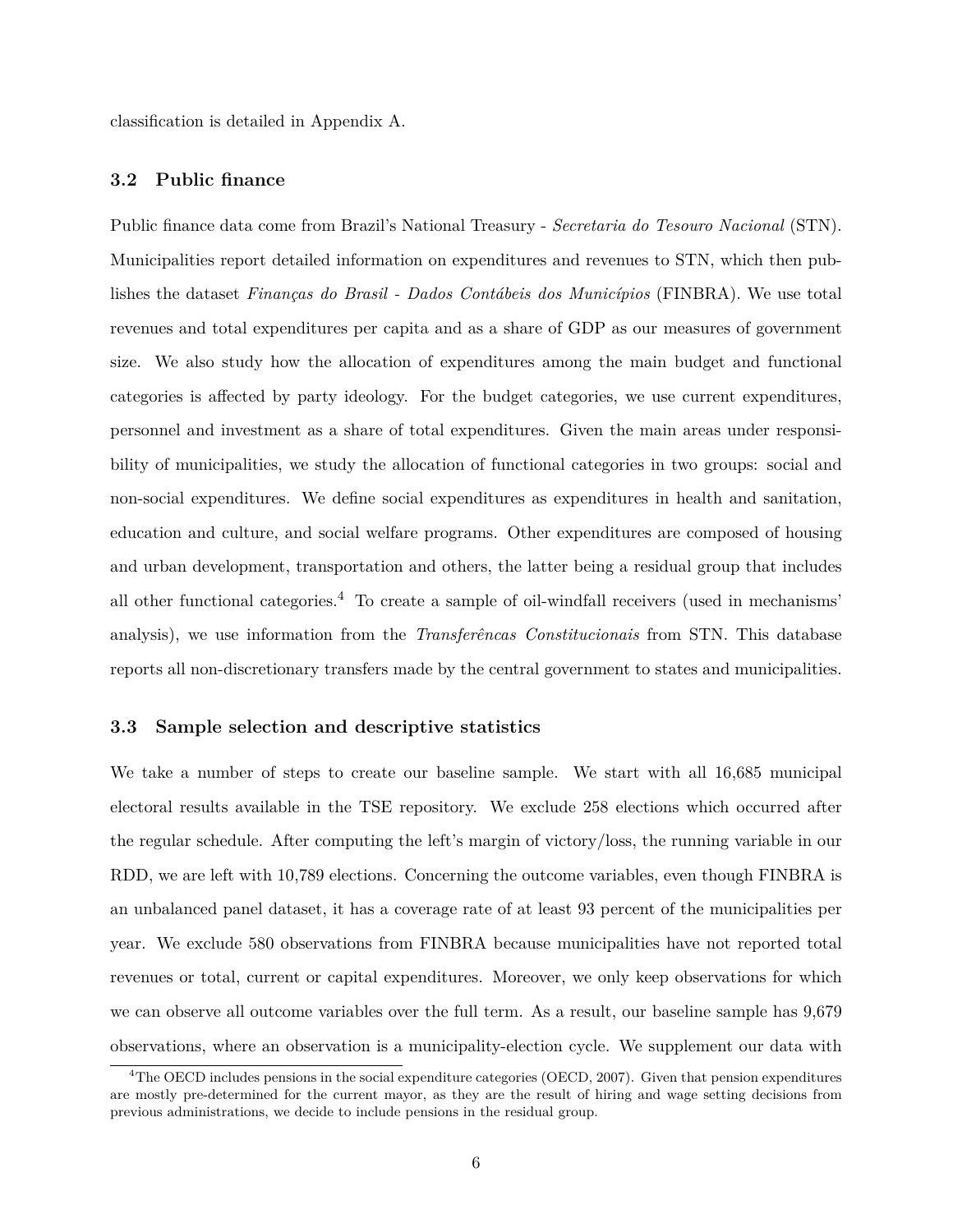classification is detailed in Appendix A.

### 3.2 Public finance

Public finance data come from Brazil's National Treasury - *Secretaria do Tesouro Nacional* (STN). Municipalities report detailed information on expenditures and revenues to STN, which then publishes the dataset *Finanças do Brasil - Dados Contábeis dos Municípios* (FINBRA). We use total revenues and total expenditures per capita and as a share of GDP as our measures of government size. We also study how the allocation of expenditures among the main budget and functional categories is affected by party ideology. For the budget categories, we use current expenditures, personnel and investment as a share of total expenditures. Given the main areas under responsibility of municipalities, we study the allocation of functional categories in two groups: social and non-social expenditures. We define social expenditures as expenditures in health and sanitation, education and culture, and social welfare programs. Other expenditures are composed of housing and urban development, transportation and others, the latter being a residual group that includes all other functional categories.[4] To create a sample of oil-windfall receivers (used in mechanisms' analysis), we use information from the *Transferêncas Constitucionais* from STN. This database reports all non-discretionary transfers made by the central government to states and municipalities.

### 3.3 Sample selection and descriptive statistics

We take a number of steps to create our baseline sample. We start with all 16,685 municipal electoral results available in the TSE repository. We exclude 258 elections which occurred after the regular schedule. After computing the left's margin of victory/loss, the running variable in our RDD, we are left with 10,789 elections. Concerning the outcome variables, even though FINBRA is an unbalanced panel dataset, it has a coverage rate of at least 93 percent of the municipalities per year. We exclude 580 observations from FINBRA because municipalities have not reported total revenues or total, current or capital expenditures. Moreover, we only keep observations for which we can observe all outcome variables over the full term. As a result, our baseline sample has 9,679 observations, where an observation is a municipality-election cycle. We supplement our data with

[4] The OECD includes pensions in the social expenditure categories (OECD, 2007). Given that pension expenditures are mostly pre-determined for the current mayor, as they are the result of hiring and wage setting decisions from previous administrations, we decide to include pensions in the residual group.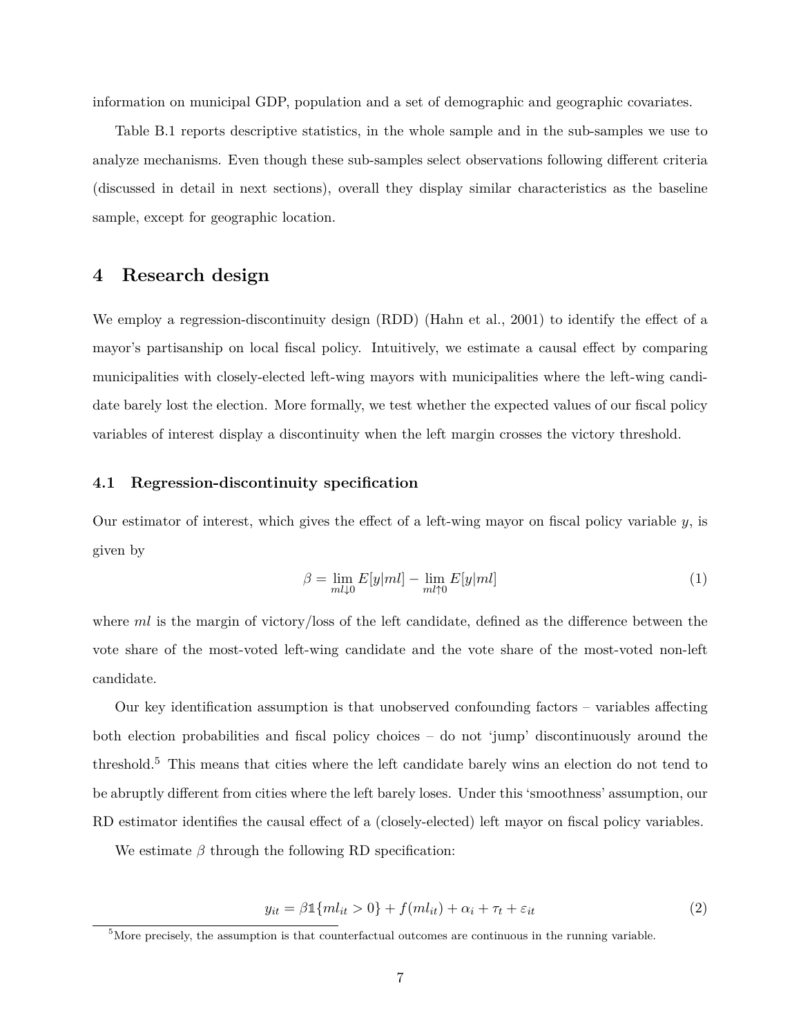information on municipal GDP, population and a set of demographic and geographic covariates.

Table B.1 reports descriptive statistics, in the whole sample and in the sub-samples we use to analyze mechanisms. Even though these sub-samples select observations following different criteria (discussed in detail in next sections), overall they display similar characteristics as the baseline sample, except for geographic location.

## 4 Research design

We employ a regression-discontinuity design (RDD) (Hahn et al., 2001) to identify the effect of a mayor's partisanship on local fiscal policy. Intuitively, we estimate a causal effect by comparing municipalities with closely-elected left-wing mayors with municipalities where the left-wing candidate barely lost the election. More formally, we test whether the expected values of our fiscal policy variables of interest display a discontinuity when the left margin crosses the victory threshold.

### 4.1 Regression-discontinuity specification

Our estimator of interest, which gives the effect of a left-wing mayor on fiscal policy variable $y$, is given by

$$\beta = \lim_{ml \downarrow 0} E[y|ml] - \lim_{ml \uparrow 0} E[y|ml] \tag{1}$$

where $ml$ is the margin of victory/loss of the left candidate, defined as the difference between the vote share of the most-voted left-wing candidate and the vote share of the most-voted non-left candidate.

Our key identification assumption is that unobserved confounding factors – variables affecting both election probabilities and fiscal policy choices – do not 'jump' discontinuously around the threshold.[5] This means that cities where the left candidate barely wins an election do not tend to be abruptly different from cities where the left barely loses. Under this 'smoothness' assumption, our RD estimator identifies the causal effect of a (closely-elected) left mayor on fiscal policy variables.

We estimate $\beta$ through the following RD specification:

$$y_{it} = \beta \mathbb{1}\{ml_{it} > 0\} + f(ml_{it}) + \alpha_i + \tau_t + \varepsilon_{it} \tag{2}$$

[5] More precisely, the assumption is that counterfactual outcomes are continuous in the running variable.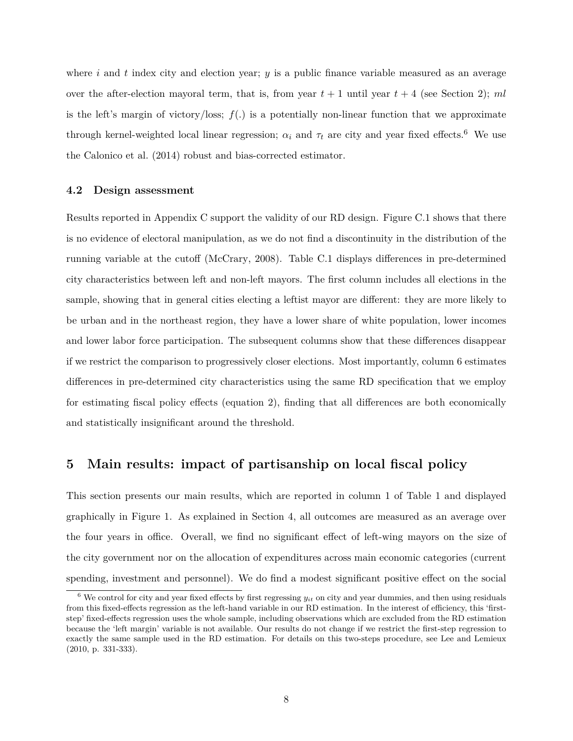where $i$ and $t$ index city and election year; $y$ is a public finance variable measured as an average over the after-election mayoral term, that is, from year $t+1$ until year $t+4$ (see Section 2); $ml$ is the left's margin of victory/loss; $f(.)$ is a potentially non-linear function that we approximate through kernel-weighted local linear regression; $\alpha_i$ and $\tau_t$ are city and year fixed effects.[6] We use the Calonico et al. (2014) robust and bias-corrected estimator.

### 4.2 Design assessment

Results reported in Appendix C support the validity of our RD design. Figure C.1 shows that there is no evidence of electoral manipulation, as we do not find a discontinuity in the distribution of the running variable at the cutoff (McCrary, 2008). Table C.1 displays differences in pre-determined city characteristics between left and non-left mayors. The first column includes all elections in the sample, showing that in general cities electing a leftist mayor are different: they are more likely to be urban and in the northeast region, they have a lower share of white population, lower incomes and lower labor force participation. The subsequent columns show that these differences disappear if we restrict the comparison to progressively closer elections. Most importantly, column 6 estimates differences in pre-determined city characteristics using the same RD specification that we employ for estimating fiscal policy effects (equation 2), finding that all differences are both economically and statistically insignificant around the threshold.

## 5 Main results: impact of partisanship on local fiscal policy

This section presents our main results, which are reported in column 1 of Table 1 and displayed graphically in Figure 1. As explained in Section 4, all outcomes are measured as an average over the four years in office. Overall, we find no significant effect of left-wing mayors on the size of the city government nor on the allocation of expenditures across main economic categories (current spending, investment and personnel). We do find a modest significant positive effect on the social

[6] We control for city and year fixed effects by first regressing $y_{it}$ on city and year dummies, and then using residuals from this fixed-effects regression as the left-hand variable in our RD estimation. In the interest of efficiency, this 'first-step' fixed-effects regression uses the whole sample, including observations which are excluded from the RD estimation because the 'left margin' variable is not available. Our results do not change if we restrict the first-step regression to exactly the same sample used in the RD estimation. For details on this two-steps procedure, see Lee and Lemieux (2010, p. 331-333).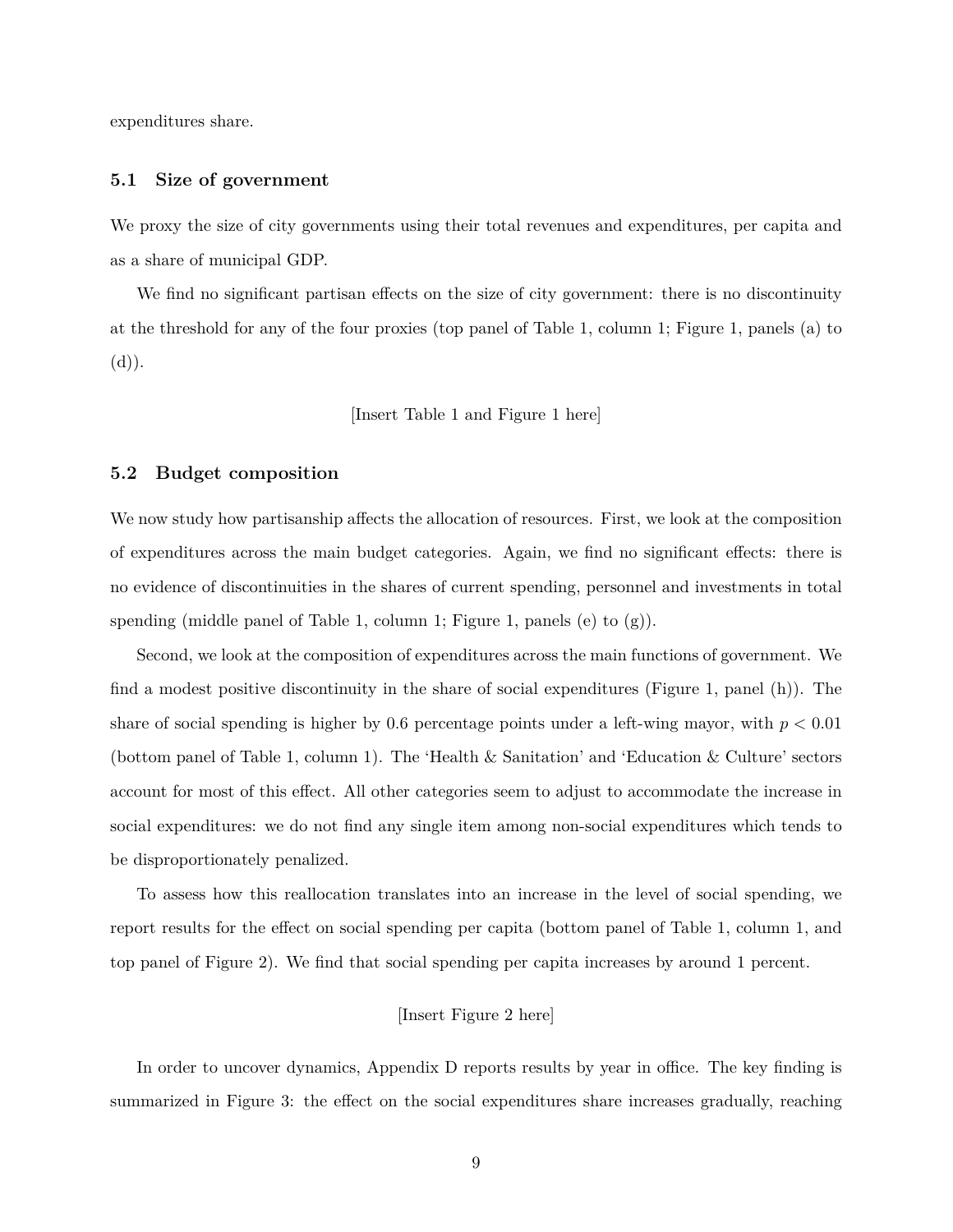expenditures share.

### 5.1 Size of government

We proxy the size of city governments using their total revenues and expenditures, per capita and as a share of municipal GDP.

We find no significant partisan effects on the size of city government: there is no discontinuity at the threshold for any of the four proxies (top panel of Table 1, column 1; Figure 1, panels (a) to (d)).

[Insert Table 1 and Figure 1 here]

### 5.2 Budget composition

We now study how partisanship affects the allocation of resources. First, we look at the composition of expenditures across the main budget categories. Again, we find no significant effects: there is no evidence of discontinuities in the shares of current spending, personnel and investments in total spending (middle panel of Table 1, column 1; Figure 1, panels (e) to (g)).

Second, we look at the composition of expenditures across the main functions of government. We find a modest positive discontinuity in the share of social expenditures (Figure 1, panel (h)). The share of social spending is higher by 0.6 percentage points under a left-wing mayor, with $p < 0.01$ (bottom panel of Table 1, column 1). The 'Health & Sanitation' and 'Education & Culture' sectors account for most of this effect. All other categories seem to adjust to accommodate the increase in social expenditures: we do not find any single item among non-social expenditures which tends to be disproportionately penalized.

To assess how this reallocation translates into an increase in the level of social spending, we report results for the effect on social spending per capita (bottom panel of Table 1, column 1, and top panel of Figure 2). We find that social spending per capita increases by around 1 percent.

[Insert Figure 2 here]

In order to uncover dynamics, Appendix D reports results by year in office. The key finding is summarized in Figure 3: the effect on the social expenditures share increases gradually, reaching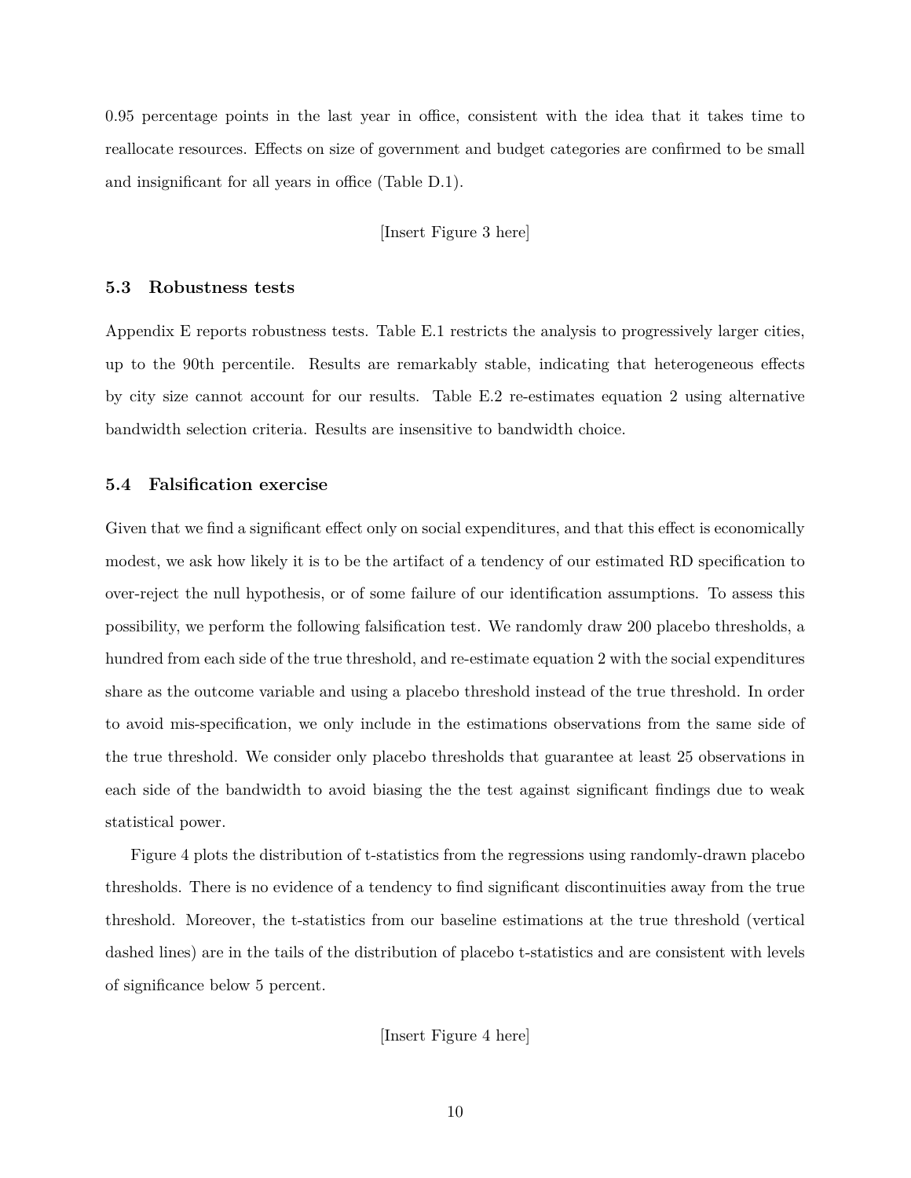0.95 percentage points in the last year in office, consistent with the idea that it takes time to reallocate resources. Effects on size of government and budget categories are confirmed to be small and insignificant for all years in office (Table D.1).

[Insert Figure 3 here]

### 5.3 Robustness tests

Appendix E reports robustness tests. Table E.1 restricts the analysis to progressively larger cities, up to the 90th percentile. Results are remarkably stable, indicating that heterogeneous effects by city size cannot account for our results. Table E.2 re-estimates equation 2 using alternative bandwidth selection criteria. Results are insensitive to bandwidth choice.

### 5.4 Falsification exercise

Given that we find a significant effect only on social expenditures, and that this effect is economically modest, we ask how likely it is to be the artifact of a tendency of our estimated RD specification to over-reject the null hypothesis, or of some failure of our identification assumptions. To assess this possibility, we perform the following falsification test. We randomly draw 200 placebo thresholds, a hundred from each side of the true threshold, and re-estimate equation 2 with the social expenditures share as the outcome variable and using a placebo threshold instead of the true threshold. In order to avoid mis-specification, we only include in the estimations observations from the same side of the true threshold. We consider only placebo thresholds that guarantee at least 25 observations in each side of the bandwidth to avoid biasing the the test against significant findings due to weak statistical power.

Figure 4 plots the distribution of t-statistics from the regressions using randomly-drawn placebo thresholds. There is no evidence of a tendency to find significant discontinuities away from the true threshold. Moreover, the t-statistics from our baseline estimations at the true threshold (vertical dashed lines) are in the tails of the distribution of placebo t-statistics and are consistent with levels of significance below 5 percent.

[Insert Figure 4 here]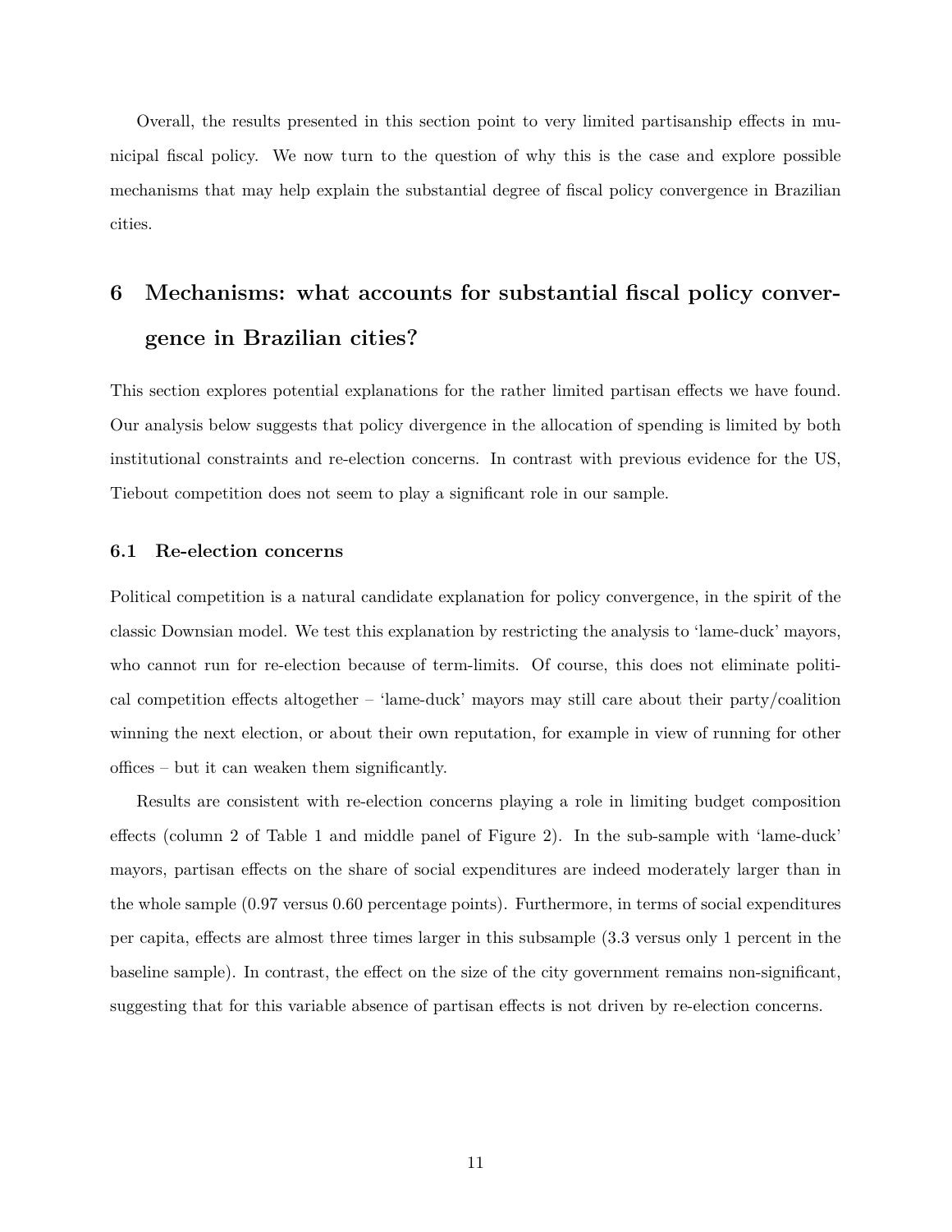Overall, the results presented in this section point to very limited partisanship effects in municipal fiscal policy. We now turn to the question of why this is the case and explore possible mechanisms that may help explain the substantial degree of fiscal policy convergence in Brazilian cities.

# 6 Mechanisms: what accounts for substantial fiscal policy convergence in Brazilian cities?

This section explores potential explanations for the rather limited partisan effects we have found. Our analysis below suggests that policy divergence in the allocation of spending is limited by both institutional constraints and re-election concerns. In contrast with previous evidence for the US, Tiebout competition does not seem to play a significant role in our sample.

## 6.1 Re-election concerns

Political competition is a natural candidate explanation for policy convergence, in the spirit of the classic Downsian model. We test this explanation by restricting the analysis to 'lame-duck' mayors, who cannot run for re-election because of term-limits. Of course, this does not eliminate political competition effects altogether – 'lame-duck' mayors may still care about their party/coalition winning the next election, or about their own reputation, for example in view of running for other offices – but it can weaken them significantly.

Results are consistent with re-election concerns playing a role in limiting budget composition effects (column 2 of Table 1 and middle panel of Figure 2). In the sub-sample with 'lame-duck' mayors, partisan effects on the share of social expenditures are indeed moderately larger than in the whole sample (0.97 versus 0.60 percentage points). Furthermore, in terms of social expenditures per capita, effects are almost three times larger in this subsample (3.3 versus only 1 percent in the baseline sample). In contrast, the effect on the size of the city government remains non-significant, suggesting that for this variable absence of partisan effects is not driven by re-election concerns.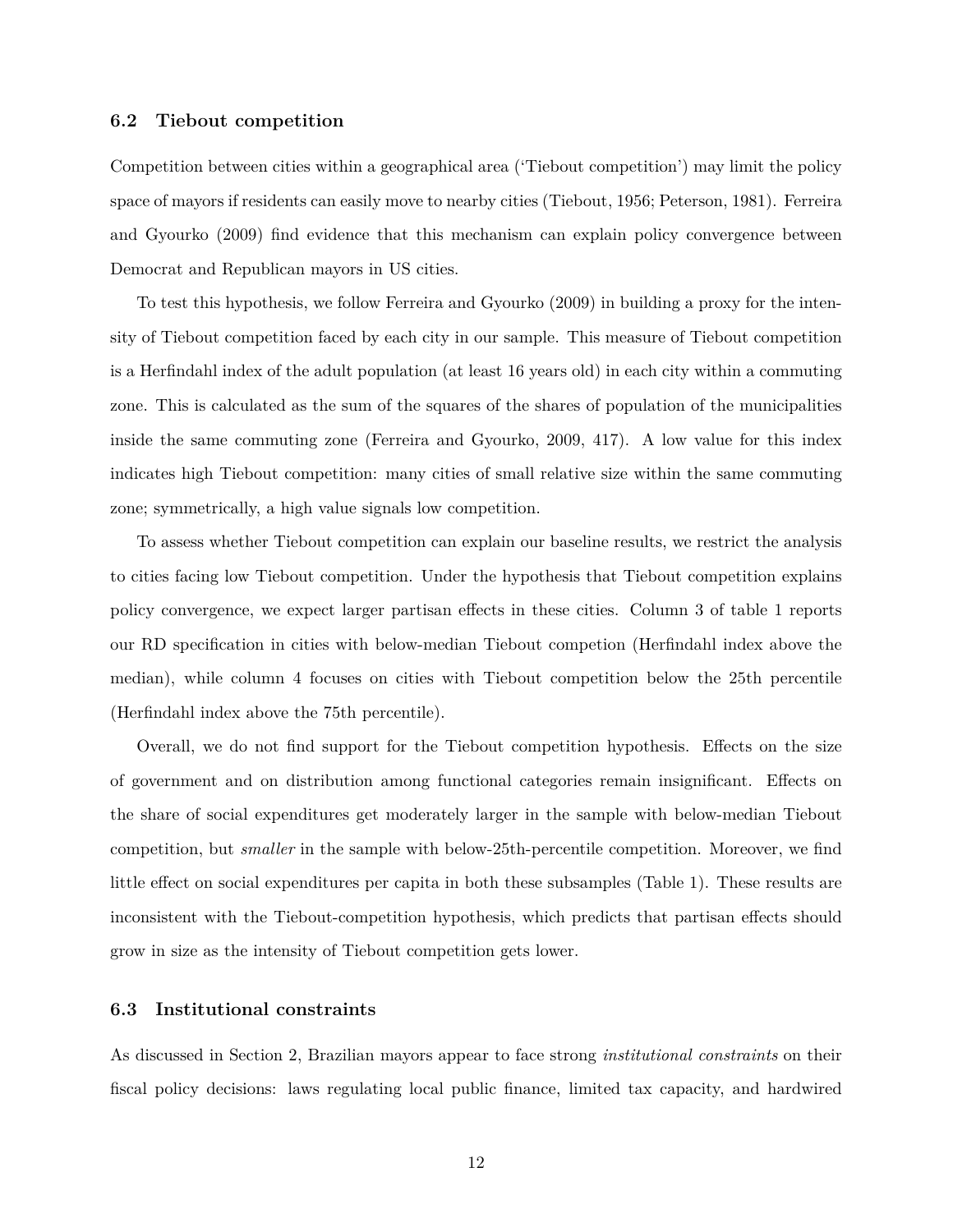### 6.2 Tiebout competition

Competition between cities within a geographical area ('Tiebout competition') may limit the policy space of mayors if residents can easily move to nearby cities (Tiebout, 1956; Peterson, 1981). Ferreira and Gyourko (2009) find evidence that this mechanism can explain policy convergence between Democrat and Republican mayors in US cities.

To test this hypothesis, we follow Ferreira and Gyourko (2009) in building a proxy for the intensity of Tiebout competition faced by each city in our sample. This measure of Tiebout competition is a Herfindahl index of the adult population (at least 16 years old) in each city within a commuting zone. This is calculated as the sum of the squares of the shares of population of the municipalities inside the same commuting zone (Ferreira and Gyourko, 2009, 417). A low value for this index indicates high Tiebout competition: many cities of small relative size within the same commuting zone; symmetrically, a high value signals low competition.

To assess whether Tiebout competition can explain our baseline results, we restrict the analysis to cities facing low Tiebout competition. Under the hypothesis that Tiebout competition explains policy convergence, we expect larger partisan effects in these cities. Column 3 of table 1 reports our RD specification in cities with below-median Tiebout competion (Herfindahl index above the median), while column 4 focuses on cities with Tiebout competition below the 25th percentile (Herfindahl index above the 75th percentile).

Overall, we do not find support for the Tiebout competition hypothesis. Effects on the size of government and on distribution among functional categories remain insignificant. Effects on the share of social expenditures get moderately larger in the sample with below-median Tiebout competition, but *smaller* in the sample with below-25th-percentile competition. Moreover, we find little effect on social expenditures per capita in both these subsamples (Table 1). These results are inconsistent with the Tiebout-competition hypothesis, which predicts that partisan effects should grow in size as the intensity of Tiebout competition gets lower.

### 6.3 Institutional constraints

As discussed in Section 2, Brazilian mayors appear to face strong *institutional constraints* on their fiscal policy decisions: laws regulating local public finance, limited tax capacity, and hardwired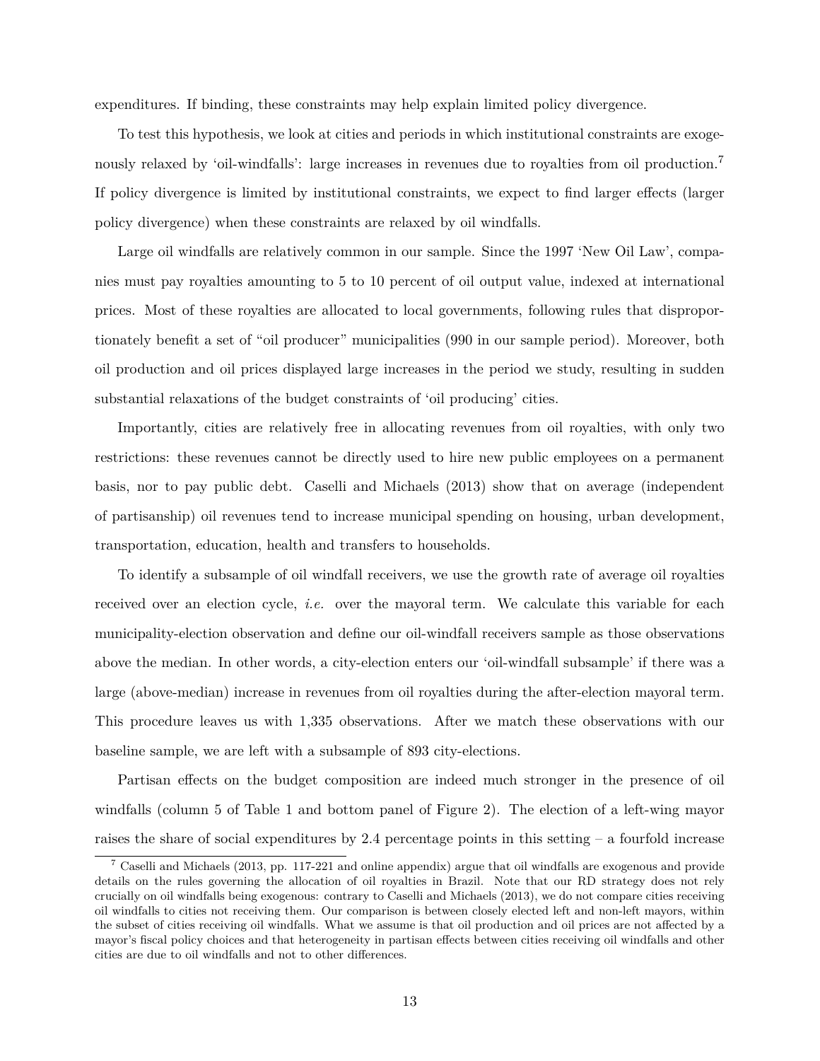expenditures. If binding, these constraints may help explain limited policy divergence.

To test this hypothesis, we look at cities and periods in which institutional constraints are exogenously relaxed by 'oil-windfalls': large increases in revenues due to royalties from oil production.[7] If policy divergence is limited by institutional constraints, we expect to find larger effects (larger policy divergence) when these constraints are relaxed by oil windfalls.

Large oil windfalls are relatively common in our sample. Since the 1997 'New Oil Law', companies must pay royalties amounting to 5 to 10 percent of oil output value, indexed at international prices. Most of these royalties are allocated to local governments, following rules that disproportionately benefit a set of "oil producer" municipalities (990 in our sample period). Moreover, both oil production and oil prices displayed large increases in the period we study, resulting in sudden substantial relaxations of the budget constraints of 'oil producing' cities.

Importantly, cities are relatively free in allocating revenues from oil royalties, with only two restrictions: these revenues cannot be directly used to hire new public employees on a permanent basis, nor to pay public debt. Caselli and Michaels (2013) show that on average (independent of partisanship) oil revenues tend to increase municipal spending on housing, urban development, transportation, education, health and transfers to households.

To identify a subsample of oil windfall receivers, we use the growth rate of average oil royalties received over an election cycle, *i.e.* over the mayoral term. We calculate this variable for each municipality-election observation and define our oil-windfall receivers sample as those observations above the median. In other words, a city-election enters our 'oil-windfall subsample' if there was a large (above-median) increase in revenues from oil royalties during the after-election mayoral term. This procedure leaves us with 1,335 observations. After we match these observations with our baseline sample, we are left with a subsample of 893 city-elections.

Partisan effects on the budget composition are indeed much stronger in the presence of oil windfalls (column 5 of Table 1 and bottom panel of Figure 2). The election of a left-wing mayor raises the share of social expenditures by 2.4 percentage points in this setting – a fourfold increase

[7] Caselli and Michaels (2013, pp. 117-221 and online appendix) argue that oil windfalls are exogenous and provide details on the rules governing the allocation of oil royalties in Brazil. Note that our RD strategy does not rely crucially on oil windfalls being exogenous: contrary to Caselli and Michaels (2013), we do not compare cities receiving oil windfalls to cities not receiving them. Our comparison is between closely elected left and non-left mayors, within the subset of cities receiving oil windfalls. What we assume is that oil production and oil prices are not affected by a mayor's fiscal policy choices and that heterogeneity in partisan effects between cities receiving oil windfalls and other cities are due to oil windfalls and not to other differences.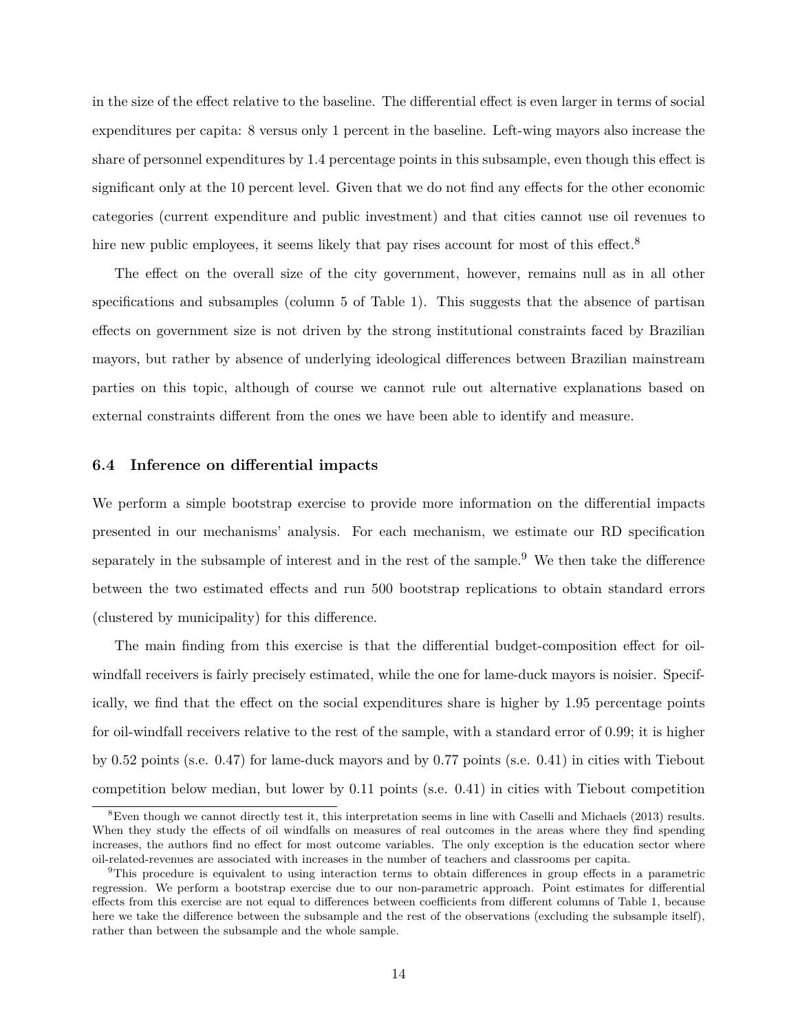in the size of the effect relative to the baseline. The differential effect is even larger in terms of social expenditures per capita: 8 versus only 1 percent in the baseline. Left-wing mayors also increase the share of personnel expenditures by 1.4 percentage points in this subsample, even though this effect is significant only at the 10 percent level. Given that we do not find any effects for the other economic categories (current expenditure and public investment) and that cities cannot use oil revenues to hire new public employees, it seems likely that pay rises account for most of this effect.[8]

The effect on the overall size of the city government, however, remains null as in all other specifications and subsamples (column 5 of Table 1). This suggests that the absence of partisan effects on government size is not driven by the strong institutional constraints faced by Brazilian mayors, but rather by absence of underlying ideological differences between Brazilian mainstream parties on this topic, although of course we cannot rule out alternative explanations based on external constraints different from the ones we have been able to identify and measure.

### 6.4 Inference on differential impacts

We perform a simple bootstrap exercise to provide more information on the differential impacts presented in our mechanisms' analysis. For each mechanism, we estimate our RD specification separately in the subsample of interest and in the rest of the sample.[9] We then take the difference between the two estimated effects and run 500 bootstrap replications to obtain standard errors (clustered by municipality) for this difference.

The main finding from this exercise is that the differential budget-composition effect for oil-windfall receivers is fairly precisely estimated, while the one for lame-duck mayors is noisier. Specifically, we find that the effect on the social expenditures share is higher by 1.95 percentage points for oil-windfall receivers relative to the rest of the sample, with a standard error of 0.99; it is higher by 0.52 points (s.e. 0.47) for lame-duck mayors and by 0.77 points (s.e. 0.41) in cities with Tiebout competition below median, but lower by 0.11 points (s.e. 0.41) in cities with Tiebout competition

[8] Even though we cannot directly test it, this interpretation seems in line with Caselli and Michaels (2013) results. When they study the effects of oil windfalls on measures of real outcomes in the areas where they find spending increases, the authors find no effect for most outcome variables. The only exception is the education sector where oil-related-revenues are associated with increases in the number of teachers and classrooms per capita.

[9] This procedure is equivalent to using interaction terms to obtain differences in group effects in a parametric regression. We perform a bootstrap exercise due to our non-parametric approach. Point estimates for differential effects from this exercise are not equal to differences between coefficients from different columns of Table 1, because here we take the difference between the subsample and the rest of the observations (excluding the subsample itself), rather than between the subsample and the whole sample.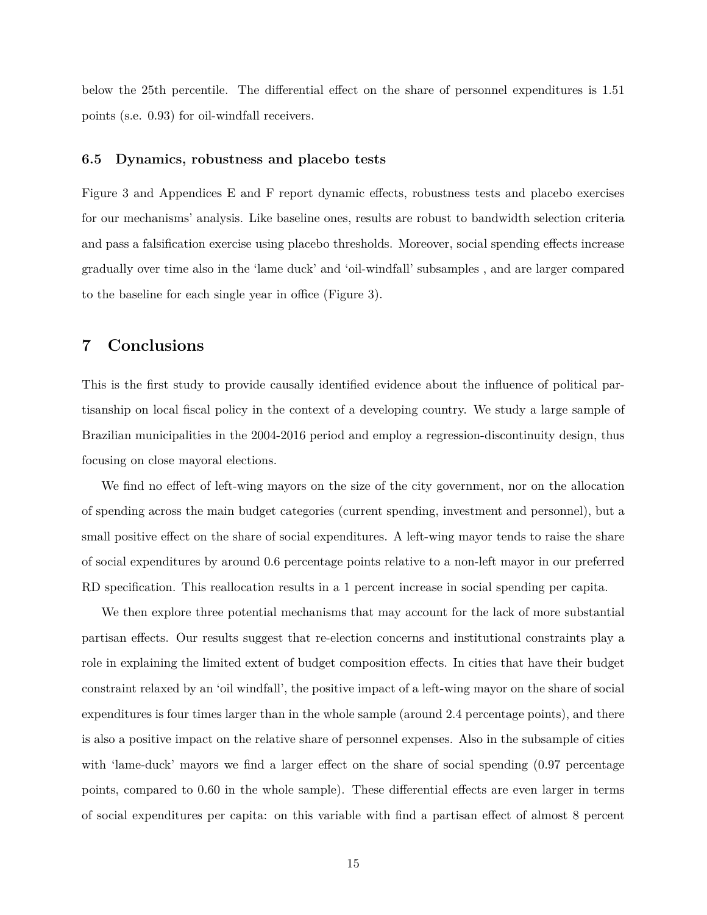below the 25th percentile. The differential effect on the share of personnel expenditures is 1.51 points (s.e. 0.93) for oil-windfall receivers.

### 6.5 Dynamics, robustness and placebo tests

Figure 3 and Appendices E and F report dynamic effects, robustness tests and placebo exercises for our mechanisms' analysis. Like baseline ones, results are robust to bandwidth selection criteria and pass a falsification exercise using placebo thresholds. Moreover, social spending effects increase gradually over time also in the 'lame duck' and 'oil-windfall' subsamples , and are larger compared to the baseline for each single year in office (Figure 3).

## 7 Conclusions

This is the first study to provide causally identified evidence about the influence of political partisanship on local fiscal policy in the context of a developing country. We study a large sample of Brazilian municipalities in the 2004-2016 period and employ a regression-discontinuity design, thus focusing on close mayoral elections.

We find no effect of left-wing mayors on the size of the city government, nor on the allocation of spending across the main budget categories (current spending, investment and personnel), but a small positive effect on the share of social expenditures. A left-wing mayor tends to raise the share of social expenditures by around 0.6 percentage points relative to a non-left mayor in our preferred RD specification. This reallocation results in a 1 percent increase in social spending per capita.

We then explore three potential mechanisms that may account for the lack of more substantial partisan effects. Our results suggest that re-election concerns and institutional constraints play a role in explaining the limited extent of budget composition effects. In cities that have their budget constraint relaxed by an 'oil windfall', the positive impact of a left-wing mayor on the share of social expenditures is four times larger than in the whole sample (around 2.4 percentage points), and there is also a positive impact on the relative share of personnel expenses. Also in the subsample of cities with 'lame-duck' mayors we find a larger effect on the share of social spending (0.97 percentage points, compared to 0.60 in the whole sample). These differential effects are even larger in terms of social expenditures per capita: on this variable with find a partisan effect of almost 8 percent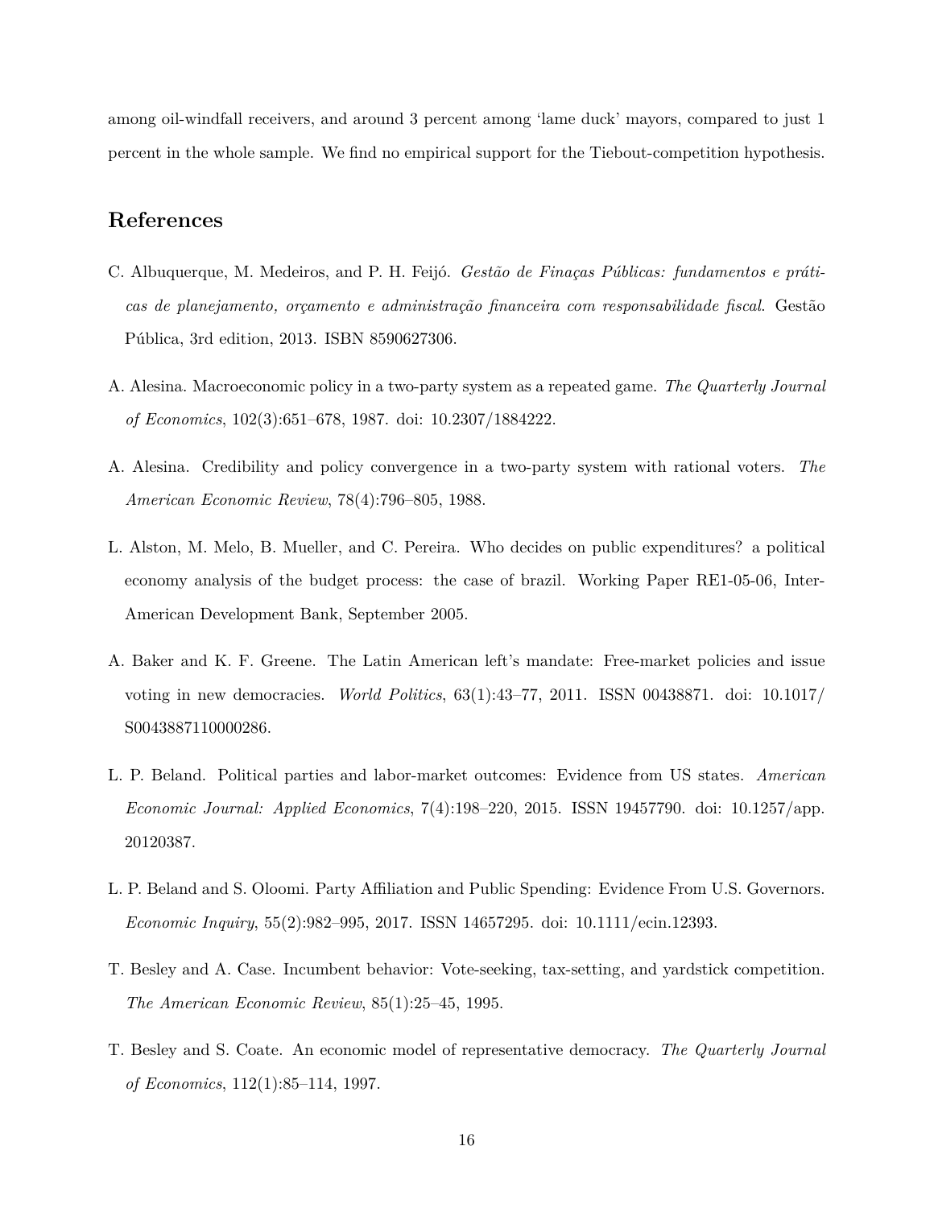among oil-windfall receivers, and around 3 percent among 'lame duck' mayors, compared to just 1 percent in the whole sample. We find no empirical support for the Tiebout-competition hypothesis.

## References

C. Albuquerque, M. Medeiros, and P. H. Feijó. *Gestão de Finaças Públicas: fundamentos e práticas de planejamento, orçamento e administração financeira com responsabilidade fiscal*. Gestão Pública, 3rd edition, 2013. ISBN 8590627306.

A. Alesina. Macroeconomic policy in a two-party system as a repeated game. *The Quarterly Journal of Economics*, 102(3):651–678, 1987. doi: 10.2307/1884222.

A. Alesina. Credibility and policy convergence in a two-party system with rational voters. *The American Economic Review*, 78(4):796–805, 1988.

L. Alston, M. Melo, B. Mueller, and C. Pereira. Who decides on public expenditures? a political economy analysis of the budget process: the case of brazil. Working Paper RE1-05-06, Inter-American Development Bank, September 2005.

A. Baker and K. F. Greene. The Latin American left's mandate: Free-market policies and issue voting in new democracies. *World Politics*, 63(1):43–77, 2011. ISSN 00438871. doi: 10.1017/S0043887110000286.

L. P. Beland. Political parties and labor-market outcomes: Evidence from US states. *American Economic Journal: Applied Economics*, 7(4):198–220, 2015. ISSN 19457790. doi: 10.1257/app.20120387.

L. P. Beland and S. Oloomi. Party Affiliation and Public Spending: Evidence From U.S. Governors. *Economic Inquiry*, 55(2):982–995, 2017. ISSN 14657295. doi: 10.1111/ecin.12393.

T. Besley and A. Case. Incumbent behavior: Vote-seeking, tax-setting, and yardstick competition. *The American Economic Review*, 85(1):25–45, 1995.

T. Besley and S. Coate. An economic model of representative democracy. *The Quarterly Journal of Economics*, 112(1):85–114, 1997.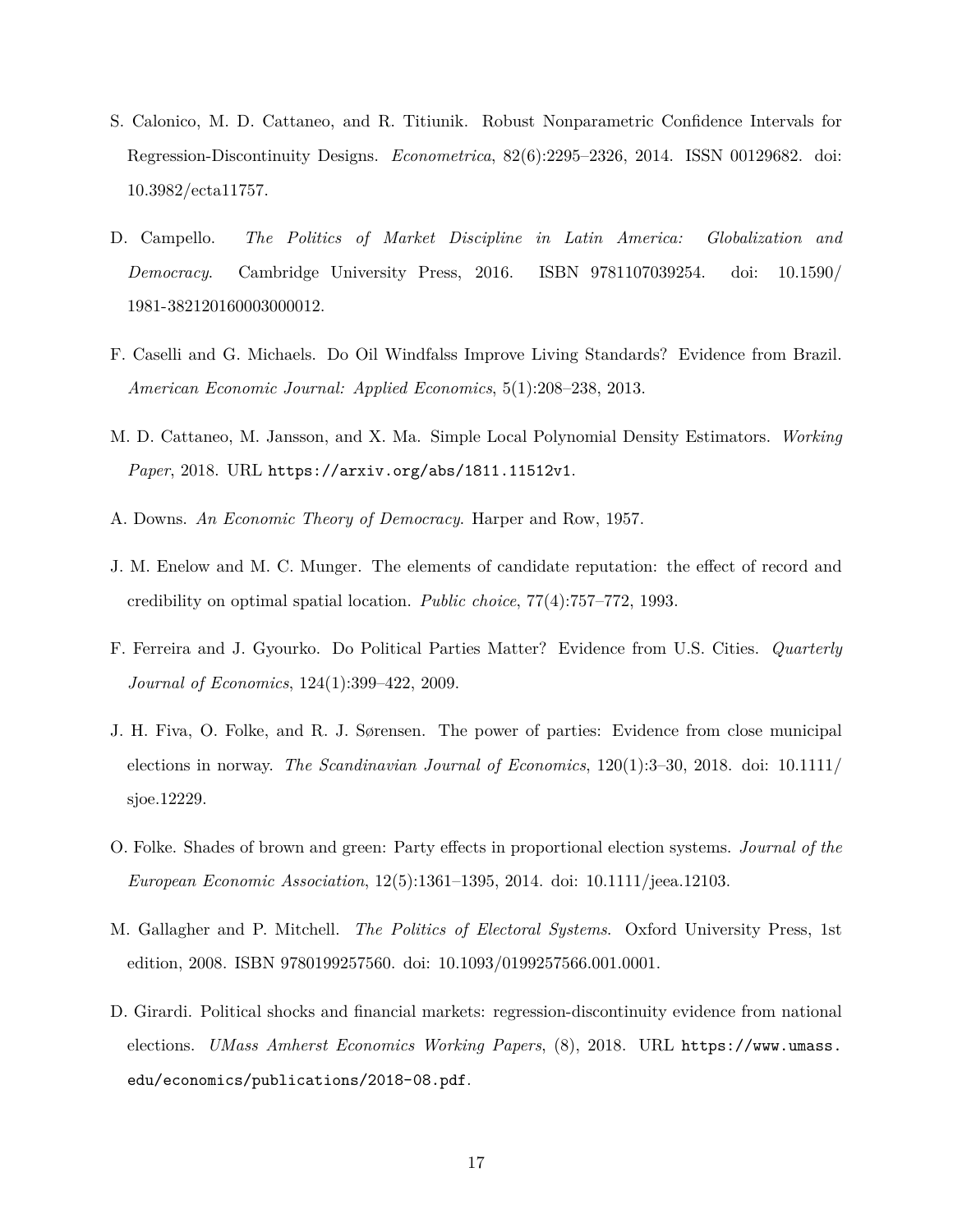S. Calonico, M. D. Cattaneo, and R. Titiunik. Robust Nonparametric Confidence Intervals for Regression-Discontinuity Designs. *Econometrica*, 82(6):2295–2326, 2014. ISSN 00129682. doi: 10.3982/ecta11757.

D. Campello. *The Politics of Market Discipline in Latin America: Globalization and Democracy*. Cambridge University Press, 2016. ISBN 9781107039254. doi: 10.1590/1981-382120160003000012.

F. Caselli and G. Michaels. Do Oil Windfalss Improve Living Standards? Evidence from Brazil. *American Economic Journal: Applied Economics*, 5(1):208–238, 2013.

M. D. Cattaneo, M. Jansson, and X. Ma. Simple Local Polynomial Density Estimators. *Working Paper*, 2018. URL https://arxiv.org/abs/1811.11512v1.

A. Downs. *An Economic Theory of Democracy*. Harper and Row, 1957.

J. M. Enelow and M. C. Munger. The elements of candidate reputation: the effect of record and credibility on optimal spatial location. *Public choice*, 77(4):757–772, 1993.

F. Ferreira and J. Gyourko. Do Political Parties Matter? Evidence from U.S. Cities. *Quarterly Journal of Economics*, 124(1):399–422, 2009.

J. H. Fiva, O. Folke, and R. J. Sørensen. The power of parties: Evidence from close municipal elections in norway. *The Scandinavian Journal of Economics*, 120(1):3–30, 2018. doi: 10.1111/sjoe.12229.

O. Folke. Shades of brown and green: Party effects in proportional election systems. *Journal of the European Economic Association*, 12(5):1361–1395, 2014. doi: 10.1111/jeea.12103.

M. Gallagher and P. Mitchell. *The Politics of Electoral Systems*. Oxford University Press, 1st edition, 2008. ISBN 9780199257560. doi: 10.1093/0199257566.001.0001.

D. Girardi. Political shocks and financial markets: regression-discontinuity evidence from national elections. *UMass Amherst Economics Working Papers*, (8), 2018. URL https://www.umass.edu/economics/publications/2018-08.pdf.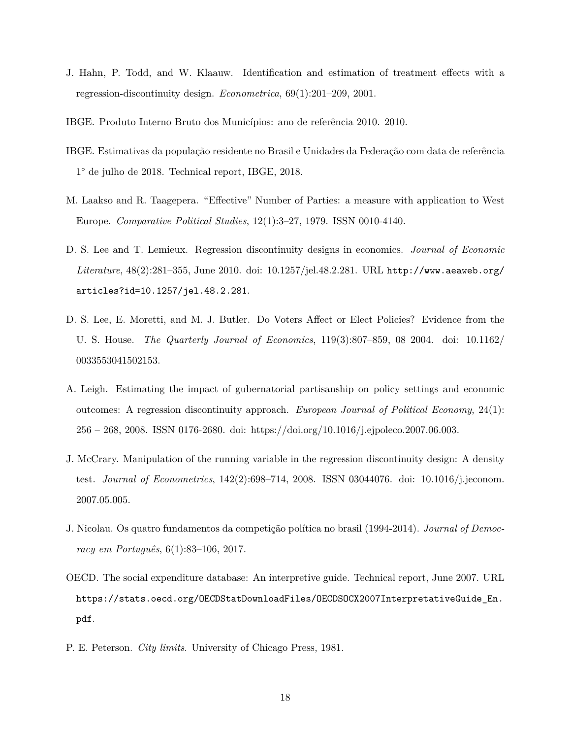J. Hahn, P. Todd, and W. Klaauw. Identification and estimation of treatment effects with a regression-discontinuity design. *Econometrica*, 69(1):201–209, 2001.

IBGE. Produto Interno Bruto dos Municípios: ano de referência 2010. 2010.

IBGE. Estimativas da população residente no Brasil e Unidades da Federação com data de referência 1° de julho de 2018. Technical report, IBGE, 2018.

M. Laakso and R. Taagepera. "Effective" Number of Parties: a measure with application to West Europe. *Comparative Political Studies*, 12(1):3–27, 1979. ISSN 0010-4140.

D. S. Lee and T. Lemieux. Regression discontinuity designs in economics. *Journal of Economic Literature*, 48(2):281–355, June 2010. doi: 10.1257/jel.48.2.281. URL `http://www.aeaweb.org/articles?id=10.1257/jel.48.2.281`.

D. S. Lee, E. Moretti, and M. J. Butler. Do Voters Affect or Elect Policies? Evidence from the U. S. House. *The Quarterly Journal of Economics*, 119(3):807–859, 08 2004. doi: 10.1162/0033553041502153.

A. Leigh. Estimating the impact of gubernatorial partisanship on policy settings and economic outcomes: A regression discontinuity approach. *European Journal of Political Economy*, 24(1): 256 – 268, 2008. ISSN 0176-2680. doi: https://doi.org/10.1016/j.ejpoleco.2007.06.003.

J. McCrary. Manipulation of the running variable in the regression discontinuity design: A density test. *Journal of Econometrics*, 142(2):698–714, 2008. ISSN 03044076. doi: 10.1016/j.jeconom.2007.05.005.

J. Nicolau. Os quatro fundamentos da competição política no brasil (1994-2014). *Journal of Democracy em Português*, 6(1):83–106, 2017.

OECD. The social expenditure database: An interpretive guide. Technical report, June 2007. URL `https://stats.oecd.org/OECDStatDownloadFiles/OECDSOCX2007InterpretativeGuide_En.pdf`.

P. E. Peterson. *City limits*. University of Chicago Press, 1981.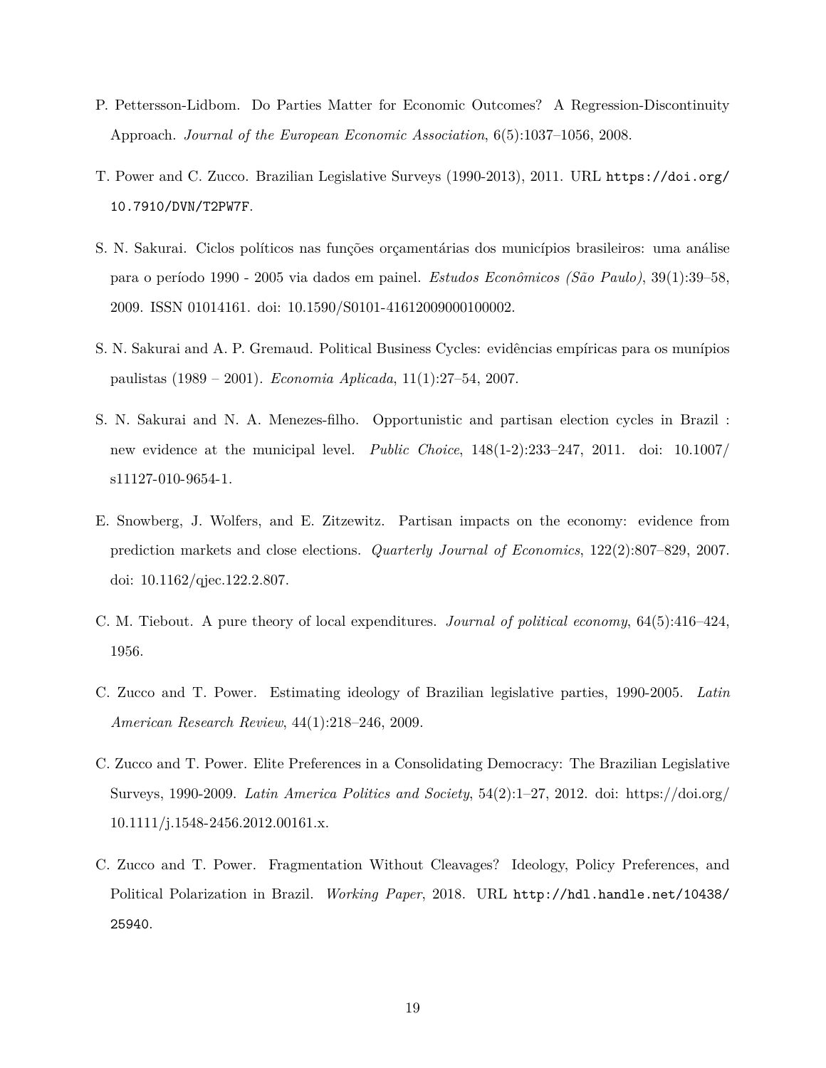P. Pettersson-Lidbom. Do Parties Matter for Economic Outcomes? A Regression-Discontinuity Approach. *Journal of the European Economic Association*, 6(5):1037–1056, 2008.

T. Power and C. Zucco. Brazilian Legislative Surveys (1990-2013), 2011. URL `https://doi.org/10.7910/DVN/T2PW7F`.

S. N. Sakurai. Ciclos políticos nas funções orçamentárias dos municípios brasileiros: uma análise para o período 1990 - 2005 via dados em painel. *Estudos Econômicos (São Paulo)*, 39(1):39–58, 2009. ISSN 01014161. doi: 10.1590/S0101-41612009000100002.

S. N. Sakurai and A. P. Gremaud. Political Business Cycles: evidências empíricas para os munípios paulistas (1989 – 2001). *Economia Aplicada*, 11(1):27–54, 2007.

S. N. Sakurai and N. A. Menezes-filho. Opportunistic and partisan election cycles in Brazil : new evidence at the municipal level. *Public Choice*, 148(1-2):233–247, 2011. doi: 10.1007/s11127-010-9654-1.

E. Snowberg, J. Wolfers, and E. Zitzewitz. Partisan impacts on the economy: evidence from prediction markets and close elections. *Quarterly Journal of Economics*, 122(2):807–829, 2007. doi: 10.1162/qjec.122.2.807.

C. M. Tiebout. A pure theory of local expenditures. *Journal of political economy*, 64(5):416–424, 1956.

C. Zucco and T. Power. Estimating ideology of Brazilian legislative parties, 1990-2005. *Latin American Research Review*, 44(1):218–246, 2009.

C. Zucco and T. Power. Elite Preferences in a Consolidating Democracy: The Brazilian Legislative Surveys, 1990-2009. *Latin America Politics and Society*, 54(2):1–27, 2012. doi: https://doi.org/10.1111/j.1548-2456.2012.00161.x.

C. Zucco and T. Power. Fragmentation Without Cleavages? Ideology, Policy Preferences, and Political Polarization in Brazil. *Working Paper*, 2018. URL `http://hdl.handle.net/10438/25940`.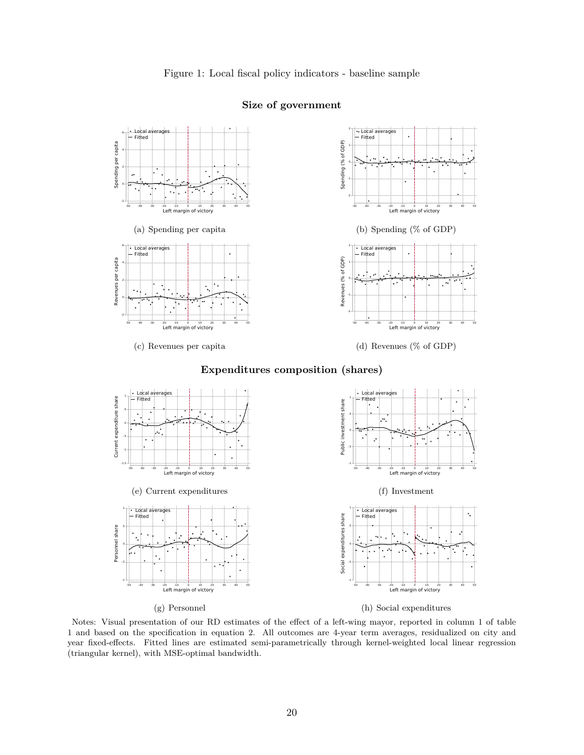Figure 1: Local fiscal policy indicators - baseline sample

**Size of government**

(a) Spending per capita

(b) Spending (% of GDP)

(c) Revenues per capita

(d) Revenues (% of GDP)

**Expenditures composition (shares)**

(e) Current expenditures

(f) Investment

(g) Personnel

(h) Social expenditures

Notes: Visual presentation of our RD estimates of the effect of a left-wing mayor, reported in column 1 of table 1 and based on the specification in equation 2. All outcomes are 4-year term averages, residualized on city and year fixed-effects. Fitted lines are estimated semi-parametrically through kernel-weighted local linear regression (triangular kernel), with MSE-optimal bandwidth.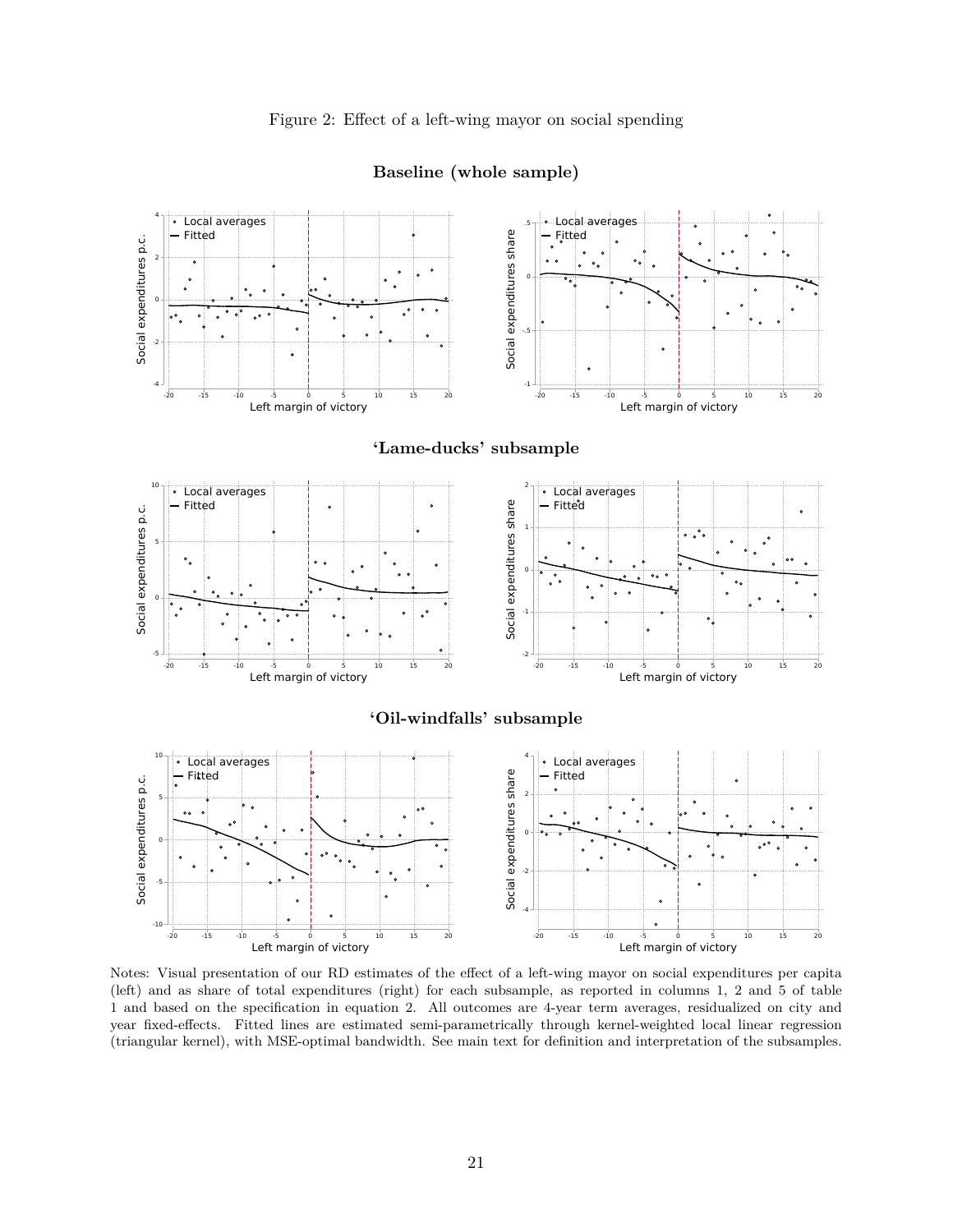Figure 2: Effect of a left-wing mayor on social spending

**Baseline (whole sample)**

**'Lame-ducks' subsample**

**'Oil-windfalls' subsample**

Notes: Visual presentation of our RD estimates of the effect of a left-wing mayor on social expenditures per capita (left) and as share of total expenditures (right) for each subsample, as reported in columns 1, 2 and 5 of table 1 and based on the specification in equation 2. All outcomes are 4-year term averages, residualized on city and year fixed-effects. Fitted lines are estimated semi-parametrically through kernel-weighted local linear regression (triangular kernel), with MSE-optimal bandwidth. See main text for definition and interpretation of the subsamples.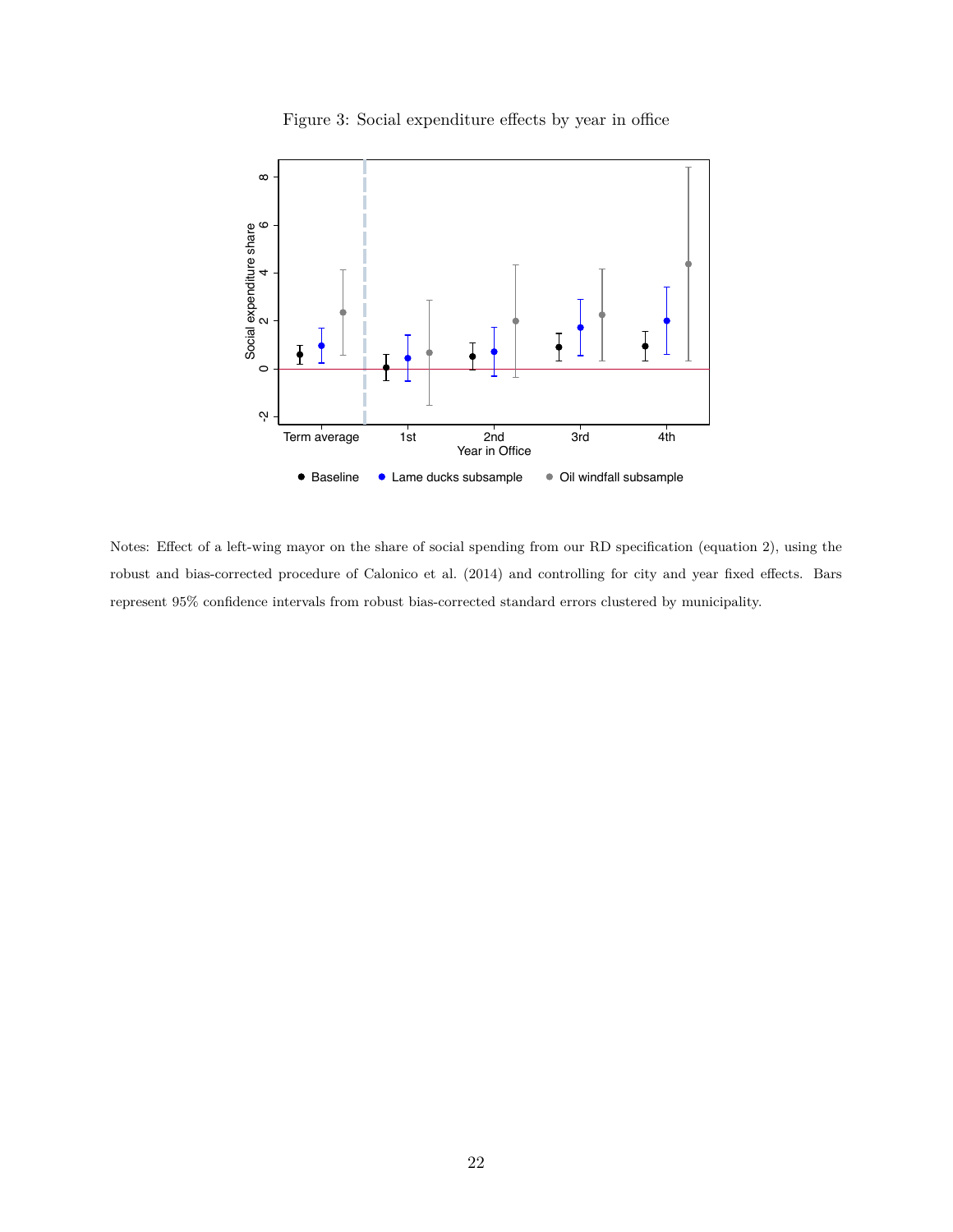Figure 3: Social expenditure effects by year in office

Notes: Effect of a left-wing mayor on the share of social spending from our RD specification (equation 2), using the robust and bias-corrected procedure of Calonico et al. (2014) and controlling for city and year fixed effects. Bars represent 95% confidence intervals from robust bias-corrected standard errors clustered by municipality.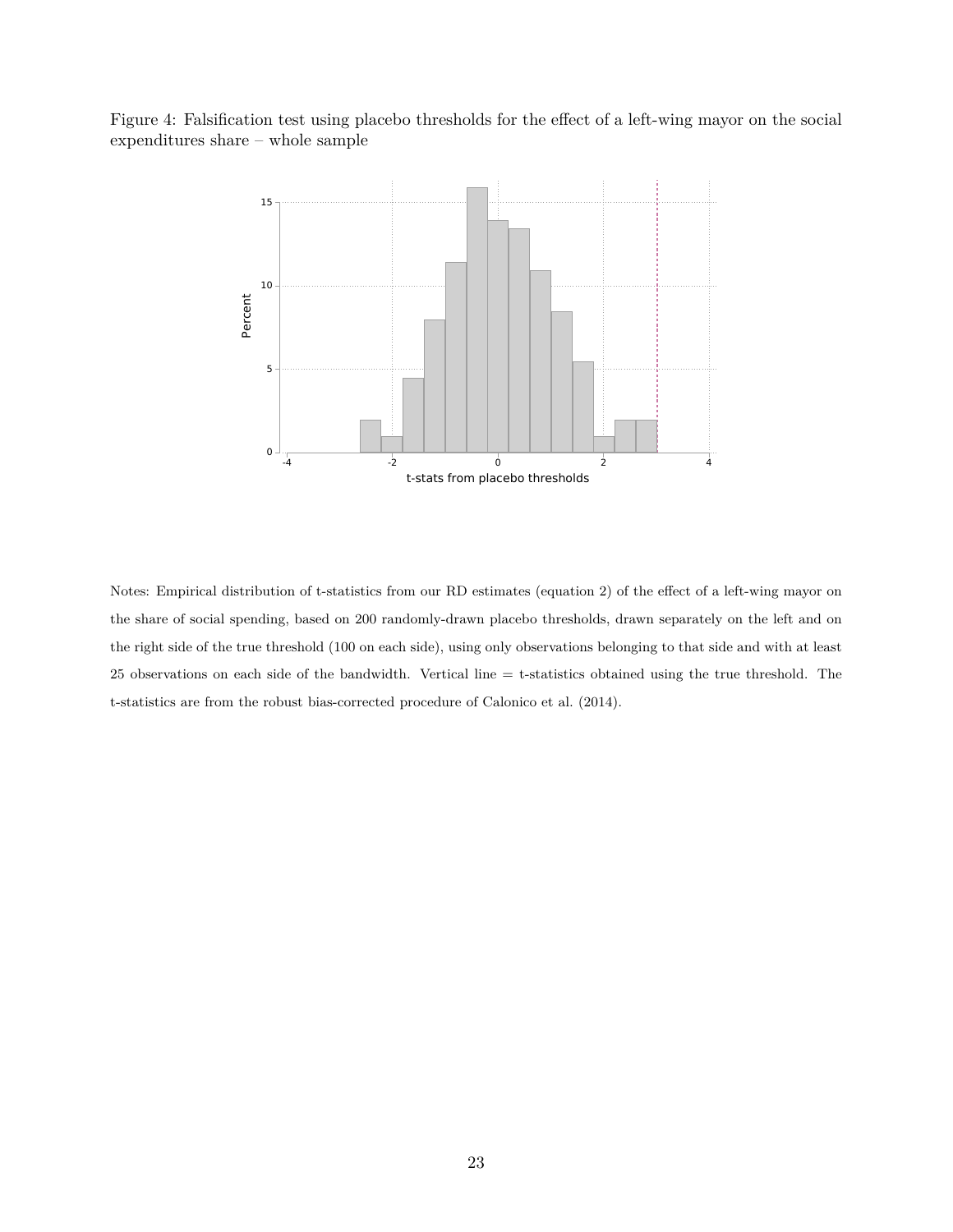Figure 4: Falsification test using placebo thresholds for the effect of a left-wing mayor on the social expenditures share – whole sample

Notes: Empirical distribution of t-statistics from our RD estimates (equation 2) of the effect of a left-wing mayor on the share of social spending, based on 200 randomly-drawn placebo thresholds, drawn separately on the left and on the right side of the true threshold (100 on each side), using only observations belonging to that side and with at least 25 observations on each side of the bandwidth. Vertical line = t-statistics obtained using the true threshold. The t-statistics are from the robust bias-corrected procedure of Calonico et al. (2014).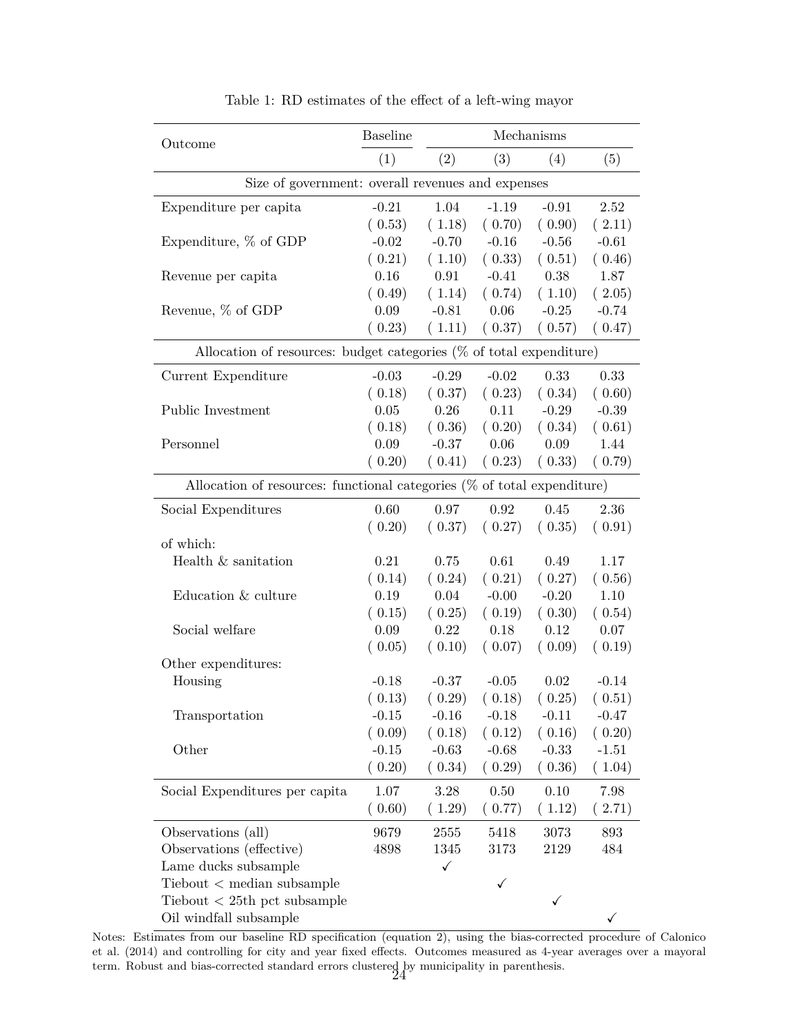Table 1: RD estimates of the effect of a left-wing mayor

| Outcome | Baseline | Mechanisms | | | |
|---|---|---|---|---|---|
| | (1) | (2) | (3) | (4) | (5) |
| **Size of government: overall revenues and expenses** | | | | | |
| Expenditure per capita | -0.21 | 1.04 | -1.19 | -0.91 | 2.52 |
| | ( 0.53) | ( 1.18) | ( 0.70) | ( 0.90) | ( 2.11) |
| Expenditure, % of GDP | -0.02 | -0.70 | -0.16 | -0.56 | -0.61 |
| | ( 0.21) | ( 1.10) | ( 0.33) | ( 0.51) | ( 0.46) |
| Revenue per capita | 0.16 | 0.91 | -0.41 | 0.38 | 1.87 |
| | ( 0.49) | ( 1.14) | ( 0.74) | ( 1.10) | ( 2.05) |
| Revenue, % of GDP | 0.09 | -0.81 | 0.06 | -0.25 | -0.74 |
| | ( 0.23) | ( 1.11) | ( 0.37) | ( 0.57) | ( 0.47) |
| **Allocation of resources: budget categories (% of total expenditure)** | | | | | |
| Current Expenditure | -0.03 | -0.29 | -0.02 | 0.33 | 0.33 |
| | ( 0.18) | ( 0.37) | ( 0.23) | ( 0.34) | ( 0.60) |
| Public Investment | 0.05 | 0.26 | 0.11 | -0.29 | -0.39 |
| | ( 0.18) | ( 0.36) | ( 0.20) | ( 0.34) | ( 0.61) |
| Personnel | 0.09 | -0.37 | 0.06 | 0.09 | 1.44 |
| | ( 0.20) | ( 0.41) | ( 0.23) | ( 0.33) | ( 0.79) |
| **Allocation of resources: functional categories (% of total expenditure)** | | | | | |
| Social Expenditures | 0.60 | 0.97 | 0.92 | 0.45 | 2.36 |
| | ( 0.20) | ( 0.37) | ( 0.27) | ( 0.35) | ( 0.91) |
| of which: | | | | | |
| Health & sanitation | 0.21 | 0.75 | 0.61 | 0.49 | 1.17 |
| | ( 0.14) | ( 0.24) | ( 0.21) | ( 0.27) | ( 0.56) |
| Education & culture | 0.19 | 0.04 | -0.00 | -0.20 | 1.10 |
| | ( 0.15) | ( 0.25) | ( 0.19) | ( 0.30) | ( 0.54) |
| Social welfare | 0.09 | 0.22 | 0.18 | 0.12 | 0.07 |
| | ( 0.05) | ( 0.10) | ( 0.07) | ( 0.09) | ( 0.19) |
| Other expenditures: | | | | | |
| Housing | -0.18 | -0.37 | -0.05 | 0.02 | -0.14 |
| | ( 0.13) | ( 0.29) | ( 0.18) | ( 0.25) | ( 0.51) |
| Transportation | -0.15 | -0.16 | -0.18 | -0.11 | -0.47 |
| | ( 0.09) | ( 0.18) | ( 0.12) | ( 0.16) | ( 0.20) |
| Other | -0.15 | -0.63 | -0.68 | -0.33 | -1.51 |
| | ( 0.20) | ( 0.34) | ( 0.29) | ( 0.36) | ( 1.04) |
| Social Expenditures per capita | 1.07 | 3.28 | 0.50 | 0.10 | 7.98 |
| | ( 0.60) | ( 1.29) | ( 0.77) | ( 1.12) | ( 2.71) |
| Observations (all) | 9679 | 2555 | 5418 | 3073 | 893 |
| Observations (effective) | 4898 | 1345 | 3173 | 2129 | 484 |
| Lame ducks subsample | | ✓ | | | |
| Tiebout < median subsample | | | ✓ | | |
| Tiebout < 25th pct subsample | | | | ✓ | |
| Oil windfall subsample | | | | | ✓ |

Notes: Estimates from our baseline RD specification (equation 2), using the bias-corrected procedure of Calonico et al. (2014) and controlling for city and year fixed effects. Outcomes measured as 4-year averages over a mayoral term. Robust and bias-corrected standard errors clustered by municipality in parenthesis.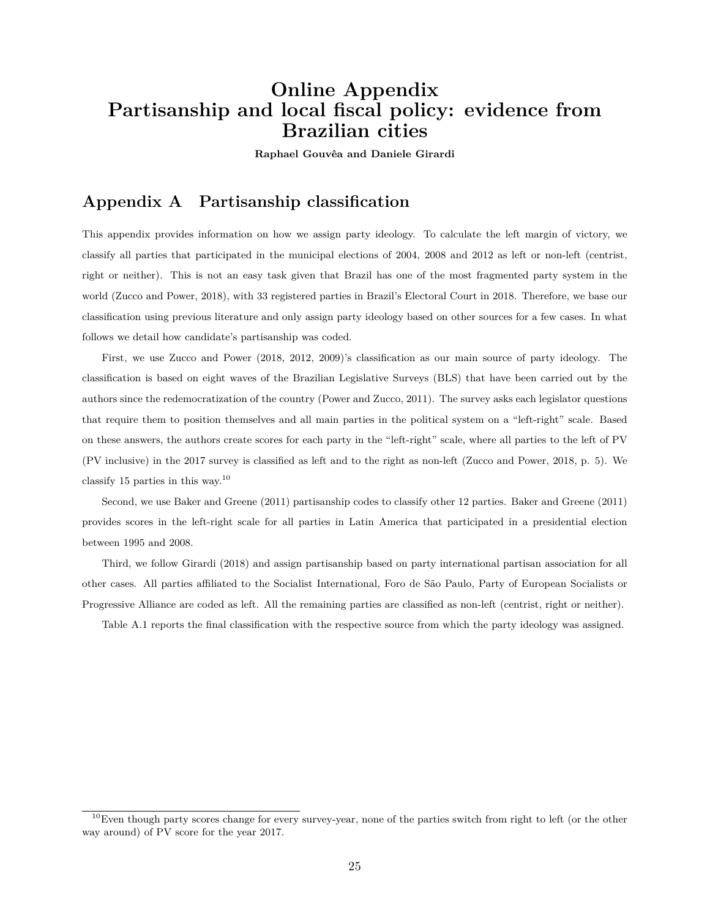# Online Appendix
# Partisanship and local fiscal policy: evidence from Brazilian cities

**Raphael Gouvêa and Daniele Girardi**

## Appendix A Partisanship classification

This appendix provides information on how we assign party ideology. To calculate the left margin of victory, we classify all parties that participated in the municipal elections of 2004, 2008 and 2012 as left or non-left (centrist, right or neither). This is not an easy task given that Brazil has one of the most fragmented party system in the world (Zucco and Power, 2018), with 33 registered parties in Brazil's Electoral Court in 2018. Therefore, we base our classification using previous literature and only assign party ideology based on other sources for a few cases. In what follows we detail how candidate's partisanship was coded.

First, we use Zucco and Power (2018, 2012, 2009)'s classification as our main source of party ideology. The classification is based on eight waves of the Brazilian Legislative Surveys (BLS) that have been carried out by the authors since the redemocratization of the country (Power and Zucco, 2011). The survey asks each legislator questions that require them to position themselves and all main parties in the political system on a "left-right" scale. Based on these answers, the authors create scores for each party in the "left-right" scale, where all parties to the left of PV (PV inclusive) in the 2017 survey is classified as left and to the right as non-left (Zucco and Power, 2018, p. 5). We classify 15 parties in this way.[10]

Second, we use Baker and Greene (2011) partisanship codes to classify other 12 parties. Baker and Greene (2011) provides scores in the left-right scale for all parties in Latin America that participated in a presidential election between 1995 and 2008.

Third, we follow Girardi (2018) and assign partisanship based on party international partisan association for all other cases. All parties affiliated to the Socialist International, Foro de São Paulo, Party of European Socialists or Progressive Alliance are coded as left. All the remaining parties are classified as non-left (centrist, right or neither).

Table A.1 reports the final classification with the respective source from which the party ideology was assigned.

[10] Even though party scores change for every survey-year, none of the parties switch from right to left (or the other way around) of PV score for the year 2017.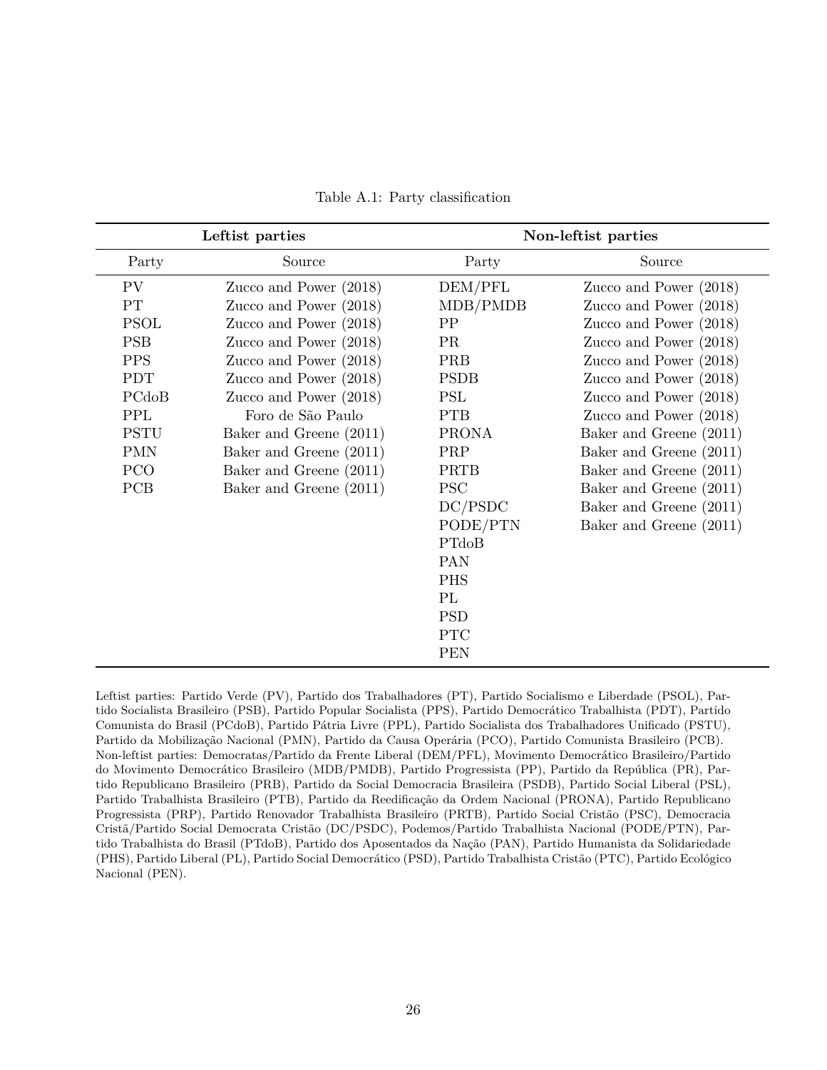Table A.1: Party classification

| Leftist parties | | Non-leftist parties | |
|---|---|---|---|
| Party | Source | Party | Source |
| PV | Zucco and Power (2018) | DEM/PFL | Zucco and Power (2018) |
| PT | Zucco and Power (2018) | MDB/PMDB | Zucco and Power (2018) |
| PSOL | Zucco and Power (2018) | PP | Zucco and Power (2018) |
| PSB | Zucco and Power (2018) | PR | Zucco and Power (2018) |
| PPS | Zucco and Power (2018) | PRB | Zucco and Power (2018) |
| PDT | Zucco and Power (2018) | PSDB | Zucco and Power (2018) |
| PCdoB | Zucco and Power (2018) | PSL | Zucco and Power (2018) |
| PPL | Foro de São Paulo | PTB | Zucco and Power (2018) |
| PSTU | Baker and Greene (2011) | PRONA | Baker and Greene (2011) |
| PMN | Baker and Greene (2011) | PRP | Baker and Greene (2011) |
| PCO | Baker and Greene (2011) | PRTB | Baker and Greene (2011) |
| PCB | Baker and Greene (2011) | PSC | Baker and Greene (2011) |
| | | DC/PSDC | Baker and Greene (2011) |
| | | PODE/PTN | Baker and Greene (2011) |
| | | PTdoB | |
| | | PAN | |
| | | PHS | |
| | | PL | |
| | | PSD | |
| | | PTC | |
| | | PEN | |

Leftist parties: Partido Verde (PV), Partido dos Trabalhadores (PT), Partido Socialismo e Liberdade (PSOL), Partido Socialista Brasileiro (PSB), Partido Popular Socialista (PPS), Partido Democrático Trabalhista (PDT), Partido Comunista do Brasil (PCdoB), Partido Pátria Livre (PPL), Partido Socialista dos Trabalhadores Unificado (PSTU), Partido da Mobilização Nacional (PMN), Partido da Causa Operária (PCO), Partido Comunista Brasileiro (PCB). Non-leftist parties: Democratas/Partido da Frente Liberal (DEM/PFL), Movimento Democrático Brasileiro/Partido do Movimento Democrático Brasileiro (MDB/PMDB), Partido Progressista (PP), Partido da República (PR), Partido Republicano Brasileiro (PRB), Partido da Social Democracia Brasileira (PSDB), Partido Social Liberal (PSL), Partido Trabalhista Brasileiro (PTB), Partido da Reedificação da Ordem Nacional (PRONA), Partido Republicano Progressista (PRP), Partido Renovador Trabalhista Brasileiro (PRTB), Partido Social Cristão (PSC), Democracia Cristã/Partido Social Democrata Cristão (DC/PSDC), Podemos/Partido Trabalhista Nacional (PODE/PTN), Partido Trabalhista do Brasil (PTdoB), Partido dos Aposentados da Nação (PAN), Partido Humanista da Solidariedade (PHS), Partido Liberal (PL), Partido Social Democrático (PSD), Partido Trabalhista Cristão (PTC), Partido Ecológico Nacional (PEN).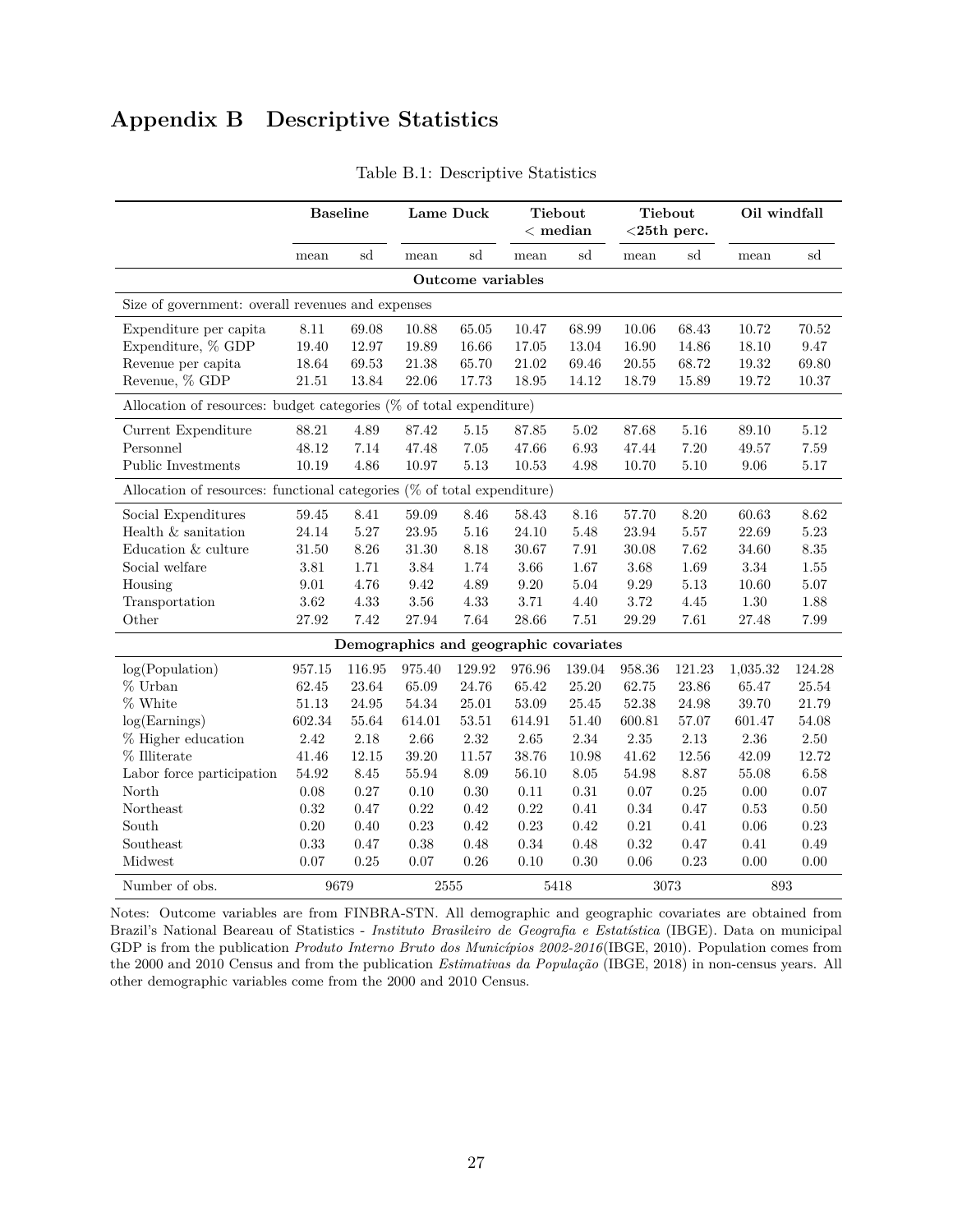# Appendix B Descriptive Statistics

Table B.1: Descriptive Statistics

| | Baseline | | Lame Duck | | Tiebout < median | | Tiebout <25th perc. | | Oil windfall | |
|---|---|---|---|---|---|---|---|---|---|---|
| | mean | sd | mean | sd | mean | sd | mean | sd | mean | sd |
| **Outcome variables** | | | | | | | | | | |
| Size of government: overall revenues and expenses | | | | | | | | | | |
| Expenditure per capita | 8.11 | 69.08 | 10.88 | 65.05 | 10.47 | 68.99 | 10.06 | 68.43 | 10.72 | 70.52 |
| Expenditure, % GDP | 19.40 | 12.97 | 19.89 | 16.66 | 17.05 | 13.04 | 16.90 | 14.86 | 18.10 | 9.47 |
| Revenue per capita | 18.64 | 69.53 | 21.38 | 65.70 | 21.02 | 69.46 | 20.55 | 68.72 | 19.32 | 69.80 |
| Revenue, % GDP | 21.51 | 13.84 | 22.06 | 17.73 | 18.95 | 14.12 | 18.79 | 15.89 | 19.72 | 10.37 |
| Allocation of resources: budget categories (% of total expenditure) | | | | | | | | | | |
| Current Expenditure | 88.21 | 4.89 | 87.42 | 5.15 | 87.85 | 5.02 | 87.68 | 5.16 | 89.10 | 5.12 |
| Personnel | 48.12 | 7.14 | 47.48 | 7.05 | 47.66 | 6.93 | 47.44 | 7.20 | 49.57 | 7.59 |
| Public Investments | 10.19 | 4.86 | 10.97 | 5.13 | 10.53 | 4.98 | 10.70 | 5.10 | 9.06 | 5.17 |
| Allocation of resources: functional categories (% of total expenditure) | | | | | | | | | | |
| Social Expenditures | 59.45 | 8.41 | 59.09 | 8.46 | 58.43 | 8.16 | 57.70 | 8.20 | 60.63 | 8.62 |
| Health & sanitation | 24.14 | 5.27 | 23.95 | 5.16 | 24.10 | 5.48 | 23.94 | 5.57 | 22.69 | 5.23 |
| Education & culture | 31.50 | 8.26 | 31.30 | 8.18 | 30.67 | 7.91 | 30.08 | 7.62 | 34.60 | 8.35 |
| Social welfare | 3.81 | 1.71 | 3.84 | 1.74 | 3.66 | 1.67 | 3.68 | 1.69 | 3.34 | 1.55 |
| Housing | 9.01 | 4.76 | 9.42 | 4.89 | 9.20 | 5.04 | 9.29 | 5.13 | 10.60 | 5.07 |
| Transportation | 3.62 | 4.33 | 3.56 | 4.33 | 3.71 | 4.40 | 3.72 | 4.45 | 1.30 | 1.88 |
| Other | 27.92 | 7.42 | 27.94 | 7.64 | 28.66 | 7.51 | 29.29 | 7.61 | 27.48 | 7.99 |
| **Demographics and geographic covariates** | | | | | | | | | | |
| log(Population) | 957.15 | 116.95 | 975.40 | 129.92 | 976.96 | 139.04 | 958.36 | 121.23 | 1,035.32 | 124.28 |
| % Urban | 62.45 | 23.64 | 65.09 | 24.76 | 65.42 | 25.20 | 62.75 | 23.86 | 65.47 | 25.54 |
| % White | 51.13 | 24.95 | 54.34 | 25.01 | 53.09 | 25.45 | 52.38 | 24.98 | 39.70 | 21.79 |
| log(Earnings) | 602.34 | 55.64 | 614.01 | 53.51 | 614.91 | 51.40 | 600.81 | 57.07 | 601.47 | 54.08 |
| % Higher education | 2.42 | 2.18 | 2.66 | 2.32 | 2.65 | 2.34 | 2.35 | 2.13 | 2.36 | 2.50 |
| % Illiterate | 41.46 | 12.15 | 39.20 | 11.57 | 38.76 | 10.98 | 41.62 | 12.56 | 42.09 | 12.72 |
| Labor force participation | 54.92 | 8.45 | 55.94 | 8.09 | 56.10 | 8.05 | 54.98 | 8.87 | 55.08 | 6.58 |
| North | 0.08 | 0.27 | 0.10 | 0.30 | 0.11 | 0.31 | 0.07 | 0.25 | 0.00 | 0.07 |
| Northeast | 0.32 | 0.47 | 0.22 | 0.42 | 0.22 | 0.41 | 0.34 | 0.47 | 0.53 | 0.50 |
| South | 0.20 | 0.40 | 0.23 | 0.42 | 0.23 | 0.42 | 0.21 | 0.41 | 0.06 | 0.23 |
| Southeast | 0.33 | 0.47 | 0.38 | 0.48 | 0.34 | 0.48 | 0.32 | 0.47 | 0.41 | 0.49 |
| Midwest | 0.07 | 0.25 | 0.07 | 0.26 | 0.10 | 0.30 | 0.06 | 0.23 | 0.00 | 0.00 |
| Number of obs. | 9679 | | 2555 | | 5418 | | 3073 | | 893 | |

Notes: Outcome variables are from FINBRA-STN. All demographic and geographic covariates are obtained from Brazil's National Beareau of Statistics - *Instituto Brasileiro de Geografia e Estatística* (IBGE). Data on municipal GDP is from the publication *Produto Interno Bruto dos Municípios 2002-2016*(IBGE, 2010). Population comes from the 2000 and 2010 Census and from the publication *Estimativas da População* (IBGE, 2018) in non-census years. All other demographic variables come from the 2000 and 2010 Census.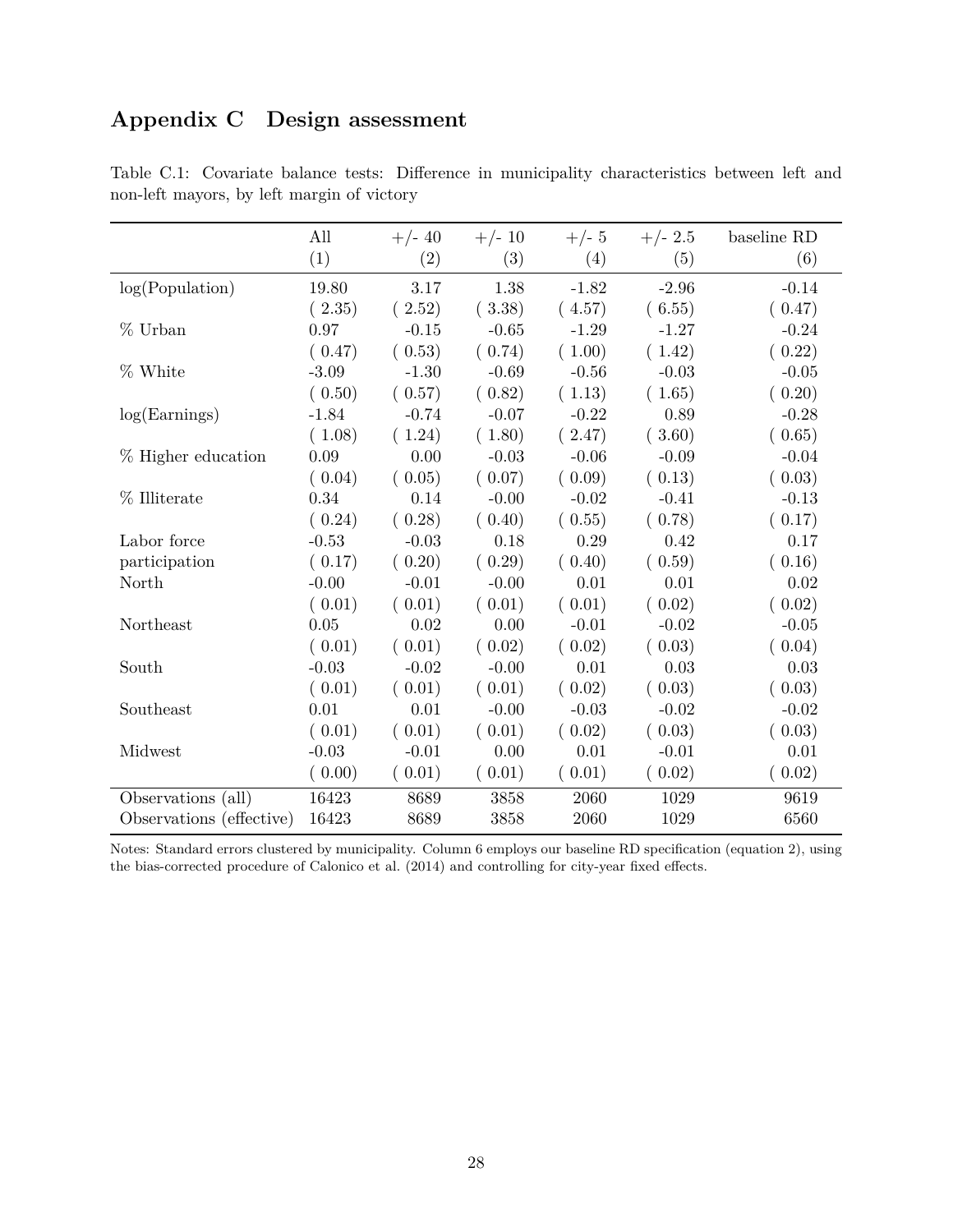# Appendix C Design assessment

Table C.1: Covariate balance tests: Difference in municipality characteristics between left and non-left mayors, by left margin of victory

| | All | +/- 40 | +/- 10 | +/- 5 | +/- 2.5 | baseline RD |
|---|---|---|---|---|---|---|
| | (1) | (2) | (3) | (4) | (5) | (6) |
| log(Population) | 19.80 | 3.17 | 1.38 | -1.82 | -2.96 | -0.14 |
| | ( 2.35) | ( 2.52) | ( 3.38) | ( 4.57) | ( 6.55) | ( 0.47) |
| % Urban | 0.97 | -0.15 | -0.65 | -1.29 | -1.27 | -0.24 |
| | ( 0.47) | ( 0.53) | ( 0.74) | ( 1.00) | ( 1.42) | ( 0.22) |
| % White | -3.09 | -1.30 | -0.69 | -0.56 | -0.03 | -0.05 |
| | ( 0.50) | ( 0.57) | ( 0.82) | ( 1.13) | ( 1.65) | ( 0.20) |
| log(Earnings) | -1.84 | -0.74 | -0.07 | -0.22 | 0.89 | -0.28 |
| | ( 1.08) | ( 1.24) | ( 1.80) | ( 2.47) | ( 3.60) | ( 0.65) |
| % Higher education | 0.09 | 0.00 | -0.03 | -0.06 | -0.09 | -0.04 |
| | ( 0.04) | ( 0.05) | ( 0.07) | ( 0.09) | ( 0.13) | ( 0.03) |
| % Illiterate | 0.34 | 0.14 | -0.00 | -0.02 | -0.41 | -0.13 |
| | ( 0.24) | ( 0.28) | ( 0.40) | ( 0.55) | ( 0.78) | ( 0.17) |
| Labor force participation | -0.53 | -0.03 | 0.18 | 0.29 | 0.42 | 0.17 |
| | ( 0.17) | ( 0.20) | ( 0.29) | ( 0.40) | ( 0.59) | ( 0.16) |
| North | -0.00 | -0.01 | -0.00 | 0.01 | 0.01 | 0.02 |
| | ( 0.01) | ( 0.01) | ( 0.01) | ( 0.01) | ( 0.02) | ( 0.02) |
| Northeast | 0.05 | 0.02 | 0.00 | -0.01 | -0.02 | -0.05 |
| | ( 0.01) | ( 0.01) | ( 0.02) | ( 0.02) | ( 0.03) | ( 0.04) |
| South | -0.03 | -0.02 | -0.00 | 0.01 | 0.03 | 0.03 |
| | ( 0.01) | ( 0.01) | ( 0.01) | ( 0.02) | ( 0.03) | ( 0.03) |
| Southeast | 0.01 | 0.01 | -0.00 | -0.03 | -0.02 | -0.02 |
| | ( 0.01) | ( 0.01) | ( 0.01) | ( 0.02) | ( 0.03) | ( 0.03) |
| Midwest | -0.03 | -0.01 | 0.00 | 0.01 | -0.01 | 0.01 |
| | ( 0.00) | ( 0.01) | ( 0.01) | ( 0.01) | ( 0.02) | ( 0.02) |
| Observations (all) | 16423 | 8689 | 3858 | 2060 | 1029 | 9619 |
| Observations (effective) | 16423 | 8689 | 3858 | 2060 | 1029 | 6560 |

Notes: Standard errors clustered by municipality. Column 6 employs our baseline RD specification (equation 2), using the bias-corrected procedure of Calonico et al. (2014) and controlling for city-year fixed effects.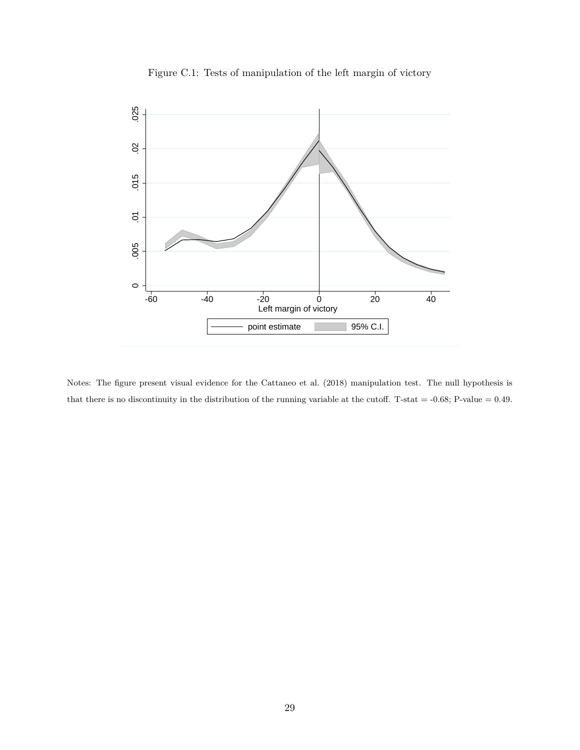Figure C.1: Tests of manipulation of the left margin of victory

Notes: The figure present visual evidence for the Cattaneo et al. (2018) manipulation test. The null hypothesis is that there is no discontinuity in the distribution of the running variable at the cutoff. T-stat = -0.68; P-value = 0.49.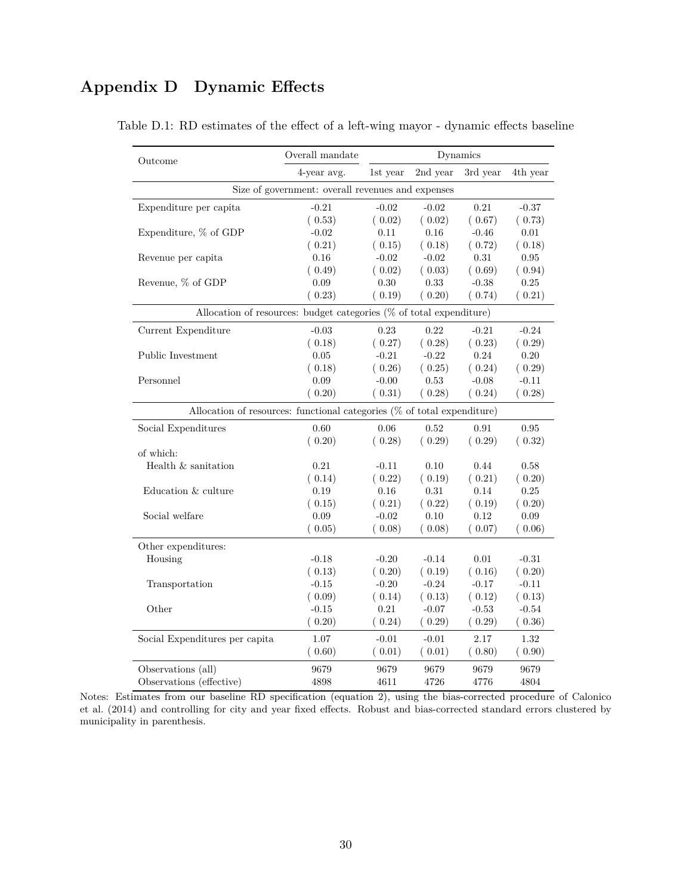# Appendix D Dynamic Effects

Table D.1: RD estimates of the effect of a left-wing mayor - dynamic effects baseline

| Outcome | Overall mandate | Dynamics | | | |
|---|---|---|---|---|---|
| | 4-year avg. | 1st year | 2nd year | 3rd year | 4th year |
| *Size of government: overall revenues and expenses* | | | | | |
| Expenditure per capita | -0.21 | -0.02 | -0.02 | 0.21 | -0.37 |
| | ( 0.53) | ( 0.02) | ( 0.02) | ( 0.67) | ( 0.73) |
| Expenditure, % of GDP | -0.02 | 0.11 | 0.16 | -0.46 | 0.01 |
| | ( 0.21) | ( 0.15) | ( 0.18) | ( 0.72) | ( 0.18) |
| Revenue per capita | 0.16 | -0.02 | -0.02 | 0.31 | 0.95 |
| | ( 0.49) | ( 0.02) | ( 0.03) | ( 0.69) | ( 0.94) |
| Revenue, % of GDP | 0.09 | 0.30 | 0.33 | -0.38 | 0.25 |
| | ( 0.23) | ( 0.19) | ( 0.20) | ( 0.74) | ( 0.21) |
| *Allocation of resources: budget categories (% of total expenditure)* | | | | | |
| Current Expenditure | -0.03 | 0.23 | 0.22 | -0.21 | -0.24 |
| | ( 0.18) | ( 0.27) | ( 0.28) | ( 0.23) | ( 0.29) |
| Public Investment | 0.05 | -0.21 | -0.22 | 0.24 | 0.20 |
| | ( 0.18) | ( 0.26) | ( 0.25) | ( 0.24) | ( 0.29) |
| Personnel | 0.09 | -0.00 | 0.53 | -0.08 | -0.11 |
| | ( 0.20) | ( 0.31) | ( 0.28) | ( 0.24) | ( 0.28) |
| *Allocation of resources: functional categories (% of total expenditure)* | | | | | |
| Social Expenditures | 0.60 | 0.06 | 0.52 | 0.91 | 0.95 |
| | ( 0.20) | ( 0.28) | ( 0.29) | ( 0.29) | ( 0.32) |
| of which: | | | | | |
| Health & sanitation | 0.21 | -0.11 | 0.10 | 0.44 | 0.58 |
| | ( 0.14) | ( 0.22) | ( 0.19) | ( 0.21) | ( 0.20) |
| Education & culture | 0.19 | 0.16 | 0.31 | 0.14 | 0.25 |
| | ( 0.15) | ( 0.21) | ( 0.22) | ( 0.19) | ( 0.20) |
| Social welfare | 0.09 | -0.02 | 0.10 | 0.12 | 0.09 |
| | ( 0.05) | ( 0.08) | ( 0.08) | ( 0.07) | ( 0.06) |
| Other expenditures: | | | | | |
| Housing | -0.18 | -0.20 | -0.14 | 0.01 | -0.31 |
| | ( 0.13) | ( 0.20) | ( 0.19) | ( 0.16) | ( 0.20) |
| Transportation | -0.15 | -0.20 | -0.24 | -0.17 | -0.11 |
| | ( 0.09) | ( 0.14) | ( 0.13) | ( 0.12) | ( 0.13) |
| Other | -0.15 | 0.21 | -0.07 | -0.53 | -0.54 |
| | ( 0.20) | ( 0.24) | ( 0.29) | ( 0.29) | ( 0.36) |
| Social Expenditures per capita | 1.07 | -0.01 | -0.01 | 2.17 | 1.32 |
| | ( 0.60) | ( 0.01) | ( 0.01) | ( 0.80) | ( 0.90) |
| Observations (all) | 9679 | 9679 | 9679 | 9679 | 9679 |
| Observations (effective) | 4898 | 4611 | 4726 | 4776 | 4804 |

Notes: Estimates from our baseline RD specification (equation 2), using the bias-corrected procedure of Calonico et al. (2014) and controlling for city and year fixed effects. Robust and bias-corrected standard errors clustered by municipality in parenthesis.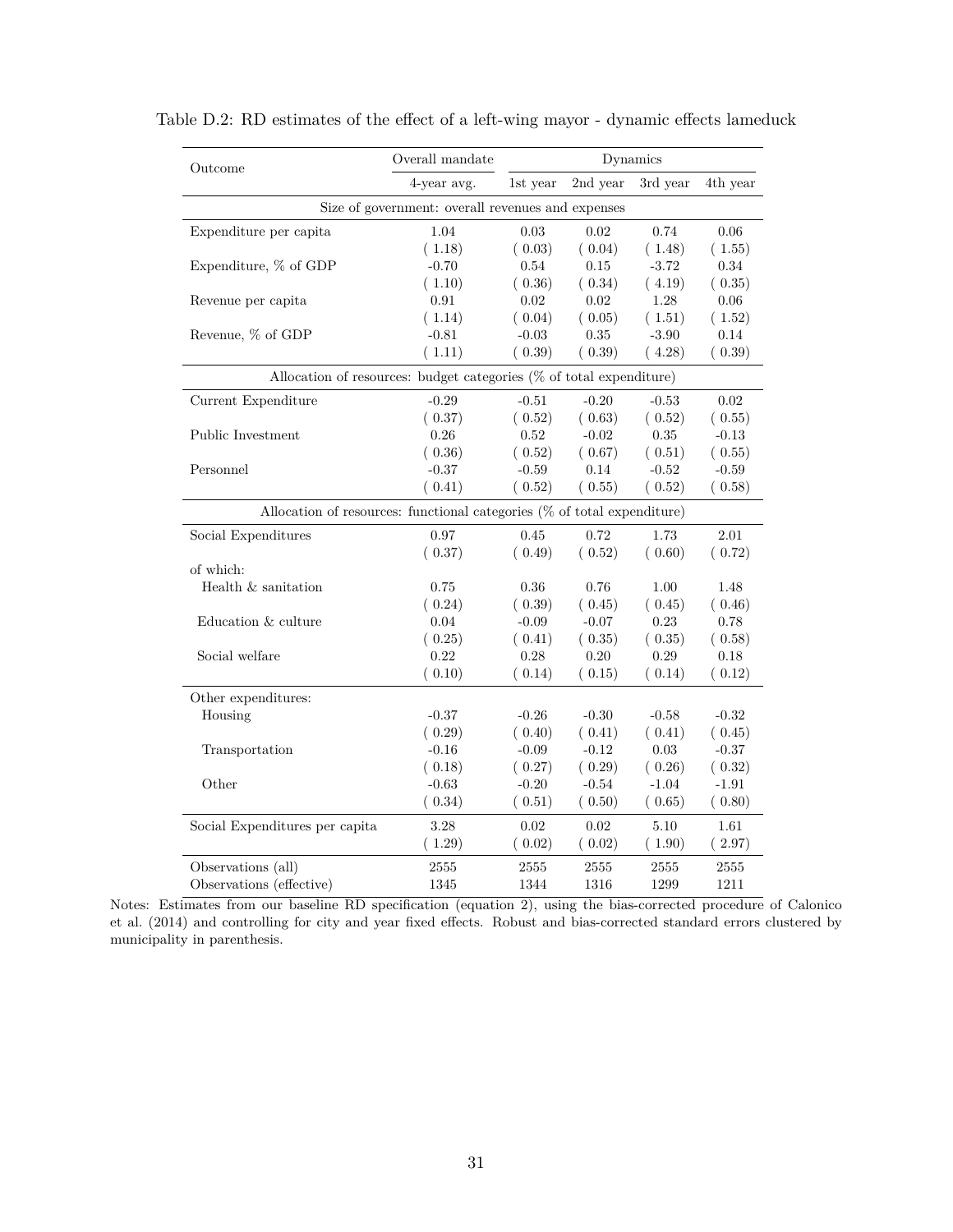Table D.2: RD estimates of the effect of a left-wing mayor - dynamic effects lameduck

| Outcome | Overall mandate | Dynamics | | | |
|---|---|---|---|---|---|
| | 4-year avg. | 1st year | 2nd year | 3rd year | 4th year |
| *Size of government: overall revenues and expenses* | | | | | |
| Expenditure per capita | 1.04 | 0.03 | 0.02 | 0.74 | 0.06 |
| | ( 1.18) | ( 0.03) | ( 0.04) | ( 1.48) | ( 1.55) |
| Expenditure, % of GDP | -0.70 | 0.54 | 0.15 | -3.72 | 0.34 |
| | ( 1.10) | ( 0.36) | ( 0.34) | ( 4.19) | ( 0.35) |
| Revenue per capita | 0.91 | 0.02 | 0.02 | 1.28 | 0.06 |
| | ( 1.14) | ( 0.04) | ( 0.05) | ( 1.51) | ( 1.52) |
| Revenue, % of GDP | -0.81 | -0.03 | 0.35 | -3.90 | 0.14 |
| | ( 1.11) | ( 0.39) | ( 0.39) | ( 4.28) | ( 0.39) |
| *Allocation of resources: budget categories (% of total expenditure)* | | | | | |
| Current Expenditure | -0.29 | -0.51 | -0.20 | -0.53 | 0.02 |
| | ( 0.37) | ( 0.52) | ( 0.63) | ( 0.52) | ( 0.55) |
| Public Investment | 0.26 | 0.52 | -0.02 | 0.35 | -0.13 |
| | ( 0.36) | ( 0.52) | ( 0.67) | ( 0.51) | ( 0.55) |
| Personnel | -0.37 | -0.59 | 0.14 | -0.52 | -0.59 |
| | ( 0.41) | ( 0.52) | ( 0.55) | ( 0.52) | ( 0.58) |
| *Allocation of resources: functional categories (% of total expenditure)* | | | | | |
| Social Expenditures | 0.97 | 0.45 | 0.72 | 1.73 | 2.01 |
| | ( 0.37) | ( 0.49) | ( 0.52) | ( 0.60) | ( 0.72) |
| of which: | | | | | |
| Health & sanitation | 0.75 | 0.36 | 0.76 | 1.00 | 1.48 |
| | ( 0.24) | ( 0.39) | ( 0.45) | ( 0.45) | ( 0.46) |
| Education & culture | 0.04 | -0.09 | -0.07 | 0.23 | 0.78 |
| | ( 0.25) | ( 0.41) | ( 0.35) | ( 0.35) | ( 0.58) |
| Social welfare | 0.22 | 0.28 | 0.20 | 0.29 | 0.18 |
| | ( 0.10) | ( 0.14) | ( 0.15) | ( 0.14) | ( 0.12) |
| Other expenditures: | | | | | |
| Housing | -0.37 | -0.26 | -0.30 | -0.58 | -0.32 |
| | ( 0.29) | ( 0.40) | ( 0.41) | ( 0.41) | ( 0.45) |
| Transportation | -0.16 | -0.09 | -0.12 | 0.03 | -0.37 |
| | ( 0.18) | ( 0.27) | ( 0.29) | ( 0.26) | ( 0.32) |
| Other | -0.63 | -0.20 | -0.54 | -1.04 | -1.91 |
| | ( 0.34) | ( 0.51) | ( 0.50) | ( 0.65) | ( 0.80) |
| Social Expenditures per capita | 3.28 | 0.02 | 0.02 | 5.10 | 1.61 |
| | ( 1.29) | ( 0.02) | ( 0.02) | ( 1.90) | ( 2.97) |
| Observations (all) | 2555 | 2555 | 2555 | 2555 | 2555 |
| Observations (effective) | 1345 | 1344 | 1316 | 1299 | 1211 |

Notes: Estimates from our baseline RD specification (equation 2), using the bias-corrected procedure of Calonico et al. (2014) and controlling for city and year fixed effects. Robust and bias-corrected standard errors clustered by municipality in parenthesis.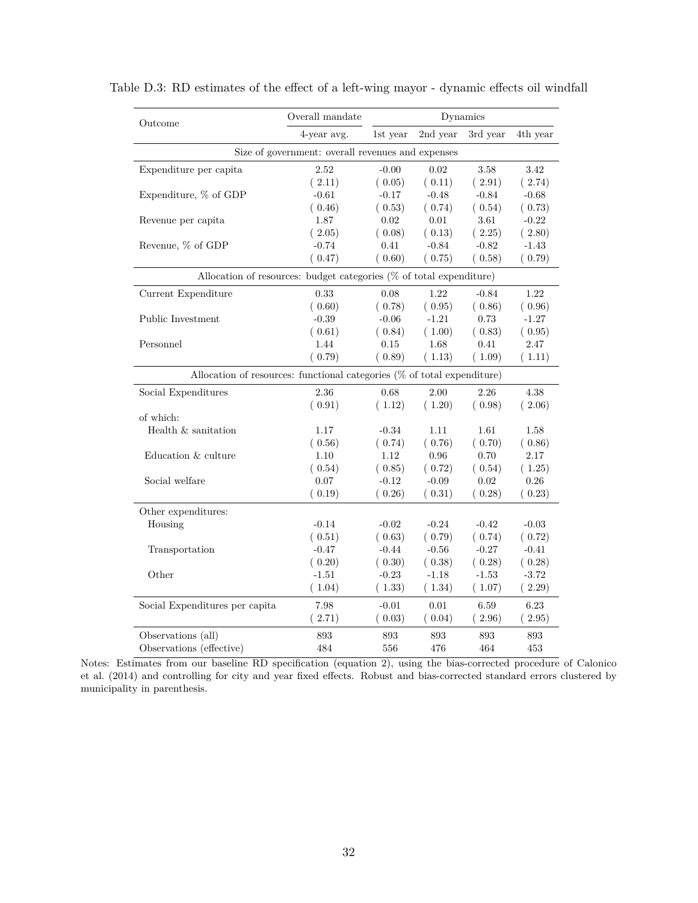Table D.3: RD estimates of the effect of a left-wing mayor - dynamic effects oil windfall

| Outcome | Overall mandate | Dynamics | | | |
|---|---|---|---|---|---|
| | 4-year avg. | 1st year | 2nd year | 3rd year | 4th year |
| **Size of government: overall revenues and expenses** | | | | | |
| Expenditure per capita | 2.52 | -0.00 | 0.02 | 3.58 | 3.42 |
| | ( 2.11) | ( 0.05) | ( 0.11) | ( 2.91) | ( 2.74) |
| Expenditure, % of GDP | -0.61 | -0.17 | -0.48 | -0.84 | -0.68 |
| | ( 0.46) | ( 0.53) | ( 0.74) | ( 0.54) | ( 0.73) |
| Revenue per capita | 1.87 | 0.02 | 0.01 | 3.61 | -0.22 |
| | ( 2.05) | ( 0.08) | ( 0.13) | ( 2.25) | ( 2.80) |
| Revenue, % of GDP | -0.74 | 0.41 | -0.84 | -0.82 | -1.43 |
| | ( 0.47) | ( 0.60) | ( 0.75) | ( 0.58) | ( 0.79) |
| **Allocation of resources: budget categories (% of total expenditure)** | | | | | |
| Current Expenditure | 0.33 | 0.08 | 1.22 | -0.84 | 1.22 |
| | ( 0.60) | ( 0.78) | ( 0.95) | ( 0.86) | ( 0.96) |
| Public Investment | -0.39 | -0.06 | -1.21 | 0.73 | -1.27 |
| | ( 0.61) | ( 0.84) | ( 1.00) | ( 0.83) | ( 0.95) |
| Personnel | 1.44 | 0.15 | 1.68 | 0.41 | 2.47 |
| | ( 0.79) | ( 0.89) | ( 1.13) | ( 1.09) | ( 1.11) |
| **Allocation of resources: functional categories (% of total expenditure)** | | | | | |
| Social Expenditures | 2.36 | 0.68 | 2.00 | 2.26 | 4.38 |
| | ( 0.91) | ( 1.12) | ( 1.20) | ( 0.98) | ( 2.06) |
| of which: | | | | | |
| Health & sanitation | 1.17 | -0.34 | 1.11 | 1.61 | 1.58 |
| | ( 0.56) | ( 0.74) | ( 0.76) | ( 0.70) | ( 0.86) |
| Education & culture | 1.10 | 1.12 | 0.96 | 0.70 | 2.17 |
| | ( 0.54) | ( 0.85) | ( 0.72) | ( 0.54) | ( 1.25) |
| Social welfare | 0.07 | -0.12 | -0.09 | 0.02 | 0.26 |
| | ( 0.19) | ( 0.26) | ( 0.31) | ( 0.28) | ( 0.23) |
| Other expenditures: | | | | | |
| Housing | -0.14 | -0.02 | -0.24 | -0.42 | -0.03 |
| | ( 0.51) | ( 0.63) | ( 0.79) | ( 0.74) | ( 0.72) |
| Transportation | -0.47 | -0.44 | -0.56 | -0.27 | -0.41 |
| | ( 0.20) | ( 0.30) | ( 0.38) | ( 0.28) | ( 0.28) |
| Other | -1.51 | -0.23 | -1.18 | -1.53 | -3.72 |
| | ( 1.04) | ( 1.33) | ( 1.34) | ( 1.07) | ( 2.29) |
| Social Expenditures per capita | 7.98 | -0.01 | 0.01 | 6.59 | 6.23 |
| | ( 2.71) | ( 0.03) | ( 0.04) | ( 2.96) | ( 2.95) |
| Observations (all) | 893 | 893 | 893 | 893 | 893 |
| Observations (effective) | 484 | 556 | 476 | 464 | 453 |

Notes: Estimates from our baseline RD specification (equation 2), using the bias-corrected procedure of Calonico et al. (2014) and controlling for city and year fixed effects. Robust and bias-corrected standard errors clustered by municipality in parenthesis.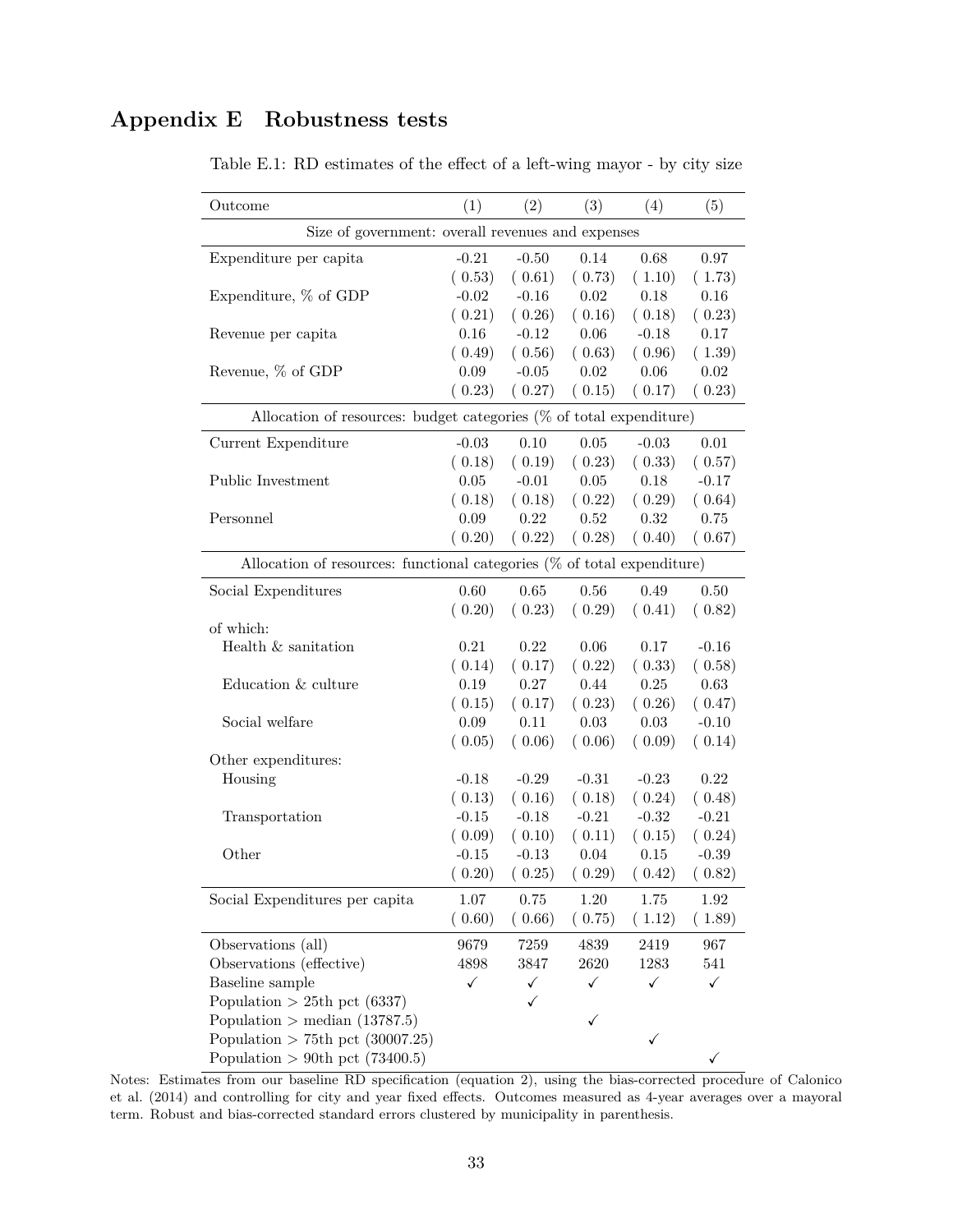## Appendix E Robustness tests

Table E.1: RD estimates of the effect of a left-wing mayor - by city size

| Outcome | (1) | (2) | (3) | (4) | (5) |
|---|---|---|---|---|---|
| Size of government: overall revenues and expenses | | | | | |
| Expenditure per capita | -0.21 | -0.50 | 0.14 | 0.68 | 0.97 |
| | ( 0.53) | ( 0.61) | ( 0.73) | ( 1.10) | ( 1.73) |
| Expenditure, % of GDP | -0.02 | -0.16 | 0.02 | 0.18 | 0.16 |
| | ( 0.21) | ( 0.26) | ( 0.16) | ( 0.18) | ( 0.23) |
| Revenue per capita | 0.16 | -0.12 | 0.06 | -0.18 | 0.17 |
| | ( 0.49) | ( 0.56) | ( 0.63) | ( 0.96) | ( 1.39) |
| Revenue, % of GDP | 0.09 | -0.05 | 0.02 | 0.06 | 0.02 |
| | ( 0.23) | ( 0.27) | ( 0.15) | ( 0.17) | ( 0.23) |
| Allocation of resources: budget categories (% of total expenditure) | | | | | |
| Current Expenditure | -0.03 | 0.10 | 0.05 | -0.03 | 0.01 |
| | ( 0.18) | ( 0.19) | ( 0.23) | ( 0.33) | ( 0.57) |
| Public Investment | 0.05 | -0.01 | 0.05 | 0.18 | -0.17 |
| | ( 0.18) | ( 0.18) | ( 0.22) | ( 0.29) | ( 0.64) |
| Personnel | 0.09 | 0.22 | 0.52 | 0.32 | 0.75 |
| | ( 0.20) | ( 0.22) | ( 0.28) | ( 0.40) | ( 0.67) |
| Allocation of resources: functional categories (% of total expenditure) | | | | | |
| Social Expenditures | 0.60 | 0.65 | 0.56 | 0.49 | 0.50 |
| | ( 0.20) | ( 0.23) | ( 0.29) | ( 0.41) | ( 0.82) |
| of which: | | | | | |
| Health & sanitation | 0.21 | 0.22 | 0.06 | 0.17 | -0.16 |
| | ( 0.14) | ( 0.17) | ( 0.22) | ( 0.33) | ( 0.58) |
| Education & culture | 0.19 | 0.27 | 0.44 | 0.25 | 0.63 |
| | ( 0.15) | ( 0.17) | ( 0.23) | ( 0.26) | ( 0.47) |
| Social welfare | 0.09 | 0.11 | 0.03 | 0.03 | -0.10 |
| | ( 0.05) | ( 0.06) | ( 0.06) | ( 0.09) | ( 0.14) |
| Other expenditures: | | | | | |
| Housing | -0.18 | -0.29 | -0.31 | -0.23 | 0.22 |
| | ( 0.13) | ( 0.16) | ( 0.18) | ( 0.24) | ( 0.48) |
| Transportation | -0.15 | -0.18 | -0.21 | -0.32 | -0.21 |
| | ( 0.09) | ( 0.10) | ( 0.11) | ( 0.15) | ( 0.24) |
| Other | -0.15 | -0.13 | 0.04 | 0.15 | -0.39 |
| | ( 0.20) | ( 0.25) | ( 0.29) | ( 0.42) | ( 0.82) |
| Social Expenditures per capita | 1.07 | 0.75 | 1.20 | 1.75 | 1.92 |
| | ( 0.60) | ( 0.66) | ( 0.75) | ( 1.12) | ( 1.89) |
| Observations (all) | 9679 | 7259 | 4839 | 2419 | 967 |
| Observations (effective) | 4898 | 3847 | 2620 | 1283 | 541 |
| Baseline sample | ✓ | ✓ | ✓ | ✓ | ✓ |
| Population > 25th pct (6337) | | ✓ | | | |
| Population > median (13787.5) | | | ✓ | | |
| Population > 75th pct (30007.25) | | | | ✓ | |
| Population > 90th pct (73400.5) | | | | | ✓ |

Notes: Estimates from our baseline RD specification (equation 2), using the bias-corrected procedure of Calonico et al. (2014) and controlling for city and year fixed effects. Outcomes measured as 4-year averages over a mayoral term. Robust and bias-corrected standard errors clustered by municipality in parenthesis.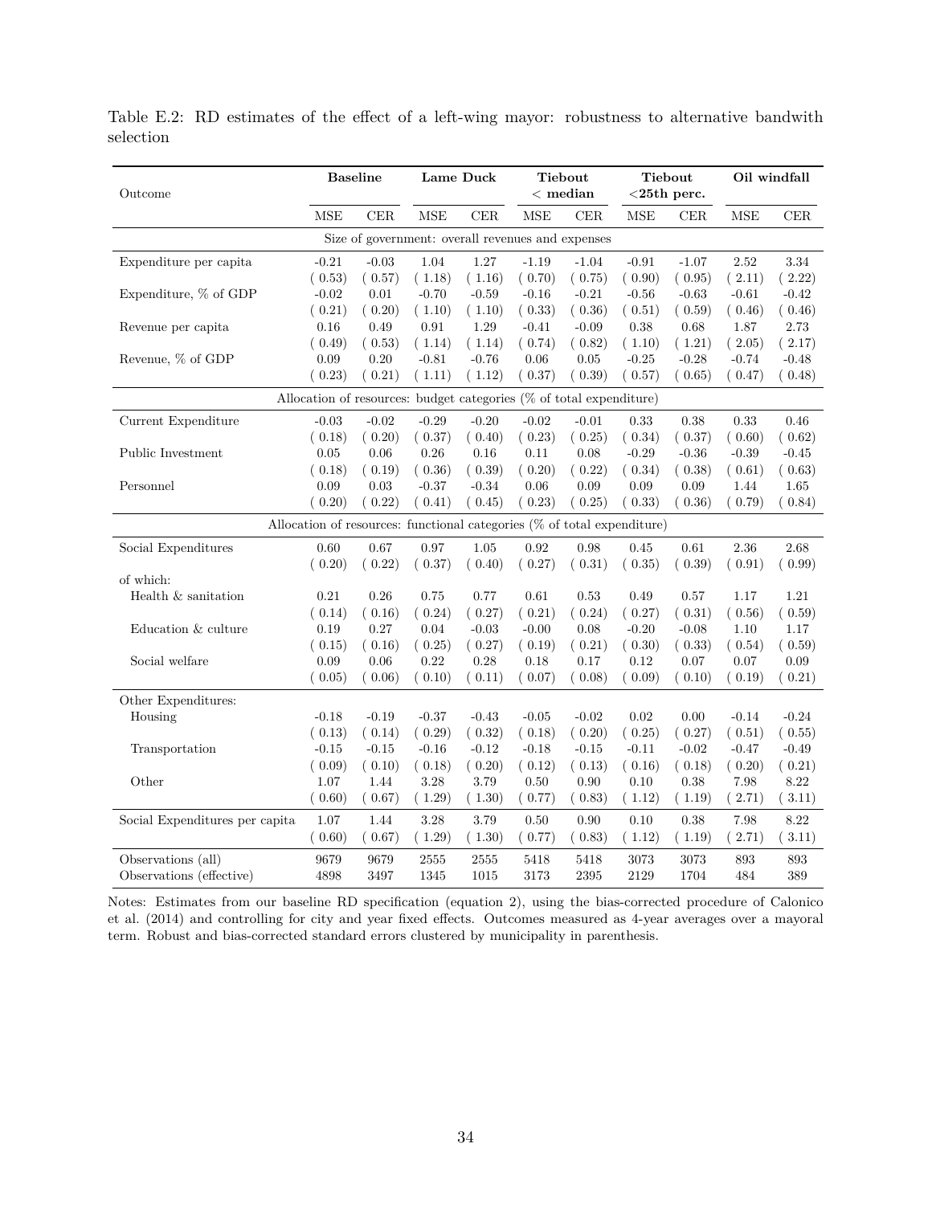Table E.2: RD estimates of the effect of a left-wing mayor: robustness to alternative bandwith selection

| Outcome | Baseline | | Lame Duck | | Tiebout < median | | Tiebout <25th perc. | | Oil windfall | |
|---|---|---|---|---|---|---|---|---|---|---|
| | MSE | CER | MSE | CER | MSE | CER | MSE | CER | MSE | CER |
| *Size of government: overall revenues and expenses* | | | | | | | | | | |
| Expenditure per capita | -0.21 | -0.03 | 1.04 | 1.27 | -1.19 | -1.04 | -0.91 | -1.07 | 2.52 | 3.34 |
| | ( 0.53) | ( 0.57) | ( 1.18) | ( 1.16) | ( 0.70) | ( 0.75) | ( 0.90) | ( 0.95) | ( 2.11) | ( 2.22) |
| Expenditure, % of GDP | -0.02 | 0.01 | -0.70 | -0.59 | -0.16 | -0.21 | -0.56 | -0.63 | -0.61 | -0.42 |
| | ( 0.21) | ( 0.20) | ( 1.10) | ( 1.10) | ( 0.33) | ( 0.36) | ( 0.51) | ( 0.59) | ( 0.46) | ( 0.46) |
| Revenue per capita | 0.16 | 0.49 | 0.91 | 1.29 | -0.41 | -0.09 | 0.38 | 0.68 | 1.87 | 2.73 |
| | ( 0.49) | ( 0.53) | ( 1.14) | ( 1.14) | ( 0.74) | ( 0.82) | ( 1.10) | ( 1.21) | ( 2.05) | ( 2.17) |
| Revenue, % of GDP | 0.09 | 0.20 | -0.81 | -0.76 | 0.06 | 0.05 | -0.25 | -0.28 | -0.74 | -0.48 |
| | ( 0.23) | ( 0.21) | ( 1.11) | ( 1.12) | ( 0.37) | ( 0.39) | ( 0.57) | ( 0.65) | ( 0.47) | ( 0.48) |
| *Allocation of resources: budget categories (% of total expenditure)* | | | | | | | | | | |
| Current Expenditure | -0.03 | -0.02 | -0.29 | -0.20 | -0.02 | -0.01 | 0.33 | 0.38 | 0.33 | 0.46 |
| | ( 0.18) | ( 0.20) | ( 0.37) | ( 0.40) | ( 0.23) | ( 0.25) | ( 0.34) | ( 0.37) | ( 0.60) | ( 0.62) |
| Public Investment | 0.05 | 0.06 | 0.26 | 0.16 | 0.11 | 0.08 | -0.29 | -0.36 | -0.39 | -0.45 |
| | ( 0.18) | ( 0.19) | ( 0.36) | ( 0.39) | ( 0.20) | ( 0.22) | ( 0.34) | ( 0.38) | ( 0.61) | ( 0.63) |
| Personnel | 0.09 | 0.03 | -0.37 | -0.34 | 0.06 | 0.09 | 0.09 | 0.09 | 1.44 | 1.65 |
| | ( 0.20) | ( 0.22) | ( 0.41) | ( 0.45) | ( 0.23) | ( 0.25) | ( 0.33) | ( 0.36) | ( 0.79) | ( 0.84) |
| *Allocation of resources: functional categories (% of total expenditure)* | | | | | | | | | | |
| Social Expenditures | 0.60 | 0.67 | 0.97 | 1.05 | 0.92 | 0.98 | 0.45 | 0.61 | 2.36 | 2.68 |
| | ( 0.20) | ( 0.22) | ( 0.37) | ( 0.40) | ( 0.27) | ( 0.31) | ( 0.35) | ( 0.39) | ( 0.91) | ( 0.99) |
| of which: | | | | | | | | | | |
| Health & sanitation | 0.21 | 0.26 | 0.75 | 0.77 | 0.61 | 0.53 | 0.49 | 0.57 | 1.17 | 1.21 |
| | ( 0.14) | ( 0.16) | ( 0.24) | ( 0.27) | ( 0.21) | ( 0.24) | ( 0.27) | ( 0.31) | ( 0.56) | ( 0.59) |
| Education & culture | 0.19 | 0.27 | 0.04 | -0.03 | -0.00 | 0.08 | -0.20 | -0.08 | 1.10 | 1.17 |
| | ( 0.15) | ( 0.16) | ( 0.25) | ( 0.27) | ( 0.19) | ( 0.21) | ( 0.30) | ( 0.33) | ( 0.54) | ( 0.59) |
| Social welfare | 0.09 | 0.06 | 0.22 | 0.28 | 0.18 | 0.17 | 0.12 | 0.07 | 0.07 | 0.09 |
| | ( 0.05) | ( 0.06) | ( 0.10) | ( 0.11) | ( 0.07) | ( 0.08) | ( 0.09) | ( 0.10) | ( 0.19) | ( 0.21) |
| Other Expenditures: | | | | | | | | | | |
| Housing | -0.18 | -0.19 | -0.37 | -0.43 | -0.05 | -0.02 | 0.02 | 0.00 | -0.14 | -0.24 |
| | ( 0.13) | ( 0.14) | ( 0.29) | ( 0.32) | ( 0.18) | ( 0.20) | ( 0.25) | ( 0.27) | ( 0.51) | ( 0.55) |
| Transportation | -0.15 | -0.15 | -0.16 | -0.12 | -0.18 | -0.15 | -0.11 | -0.02 | -0.47 | -0.49 |
| | ( 0.09) | ( 0.10) | ( 0.18) | ( 0.20) | ( 0.12) | ( 0.13) | ( 0.16) | ( 0.18) | ( 0.20) | ( 0.21) |
| Other | 1.07 | 1.44 | 3.28 | 3.79 | 0.50 | 0.90 | 0.10 | 0.38 | 7.98 | 8.22 |
| | ( 0.60) | ( 0.67) | ( 1.29) | ( 1.30) | ( 0.77) | ( 0.83) | ( 1.12) | ( 1.19) | ( 2.71) | ( 3.11) |
| Social Expenditures per capita | 1.07 | 1.44 | 3.28 | 3.79 | 0.50 | 0.90 | 0.10 | 0.38 | 7.98 | 8.22 |
| | ( 0.60) | ( 0.67) | ( 1.29) | ( 1.30) | ( 0.77) | ( 0.83) | ( 1.12) | ( 1.19) | ( 2.71) | ( 3.11) |
| Observations (all) | 9679 | 9679 | 2555 | 2555 | 5418 | 5418 | 3073 | 3073 | 893 | 893 |
| Observations (effective) | 4898 | 3497 | 1345 | 1015 | 3173 | 2395 | 2129 | 1704 | 484 | 389 |

Notes: Estimates from our baseline RD specification (equation 2), using the bias-corrected procedure of Calonico et al. (2014) and controlling for city and year fixed effects. Outcomes measured as 4-year averages over a mayoral term. Robust and bias-corrected standard errors clustered by municipality in parenthesis.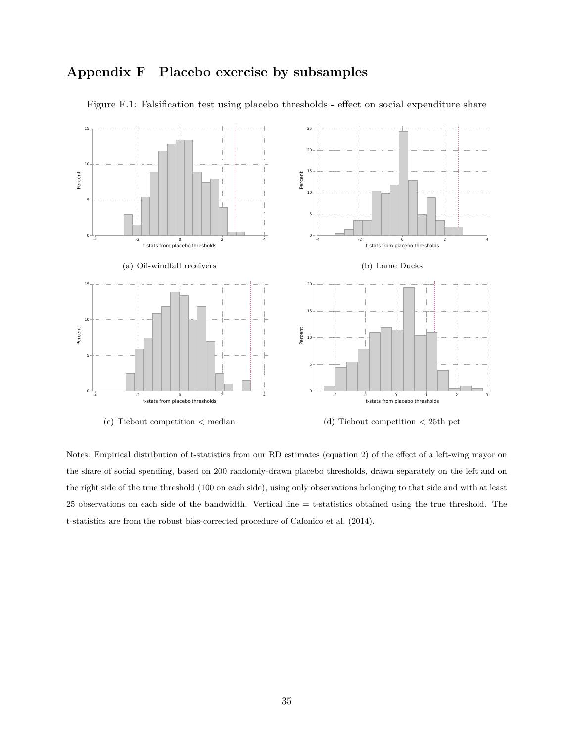# Appendix F Placebo exercise by subsamples

Figure F.1: Falsification test using placebo thresholds - effect on social expenditure share

Percent
15
10
5
0
-4
-2
0
2
4
t-stats from placebo thresholds

(a) Oil-windfall receivers

Percent
25
20
15
10
5
0
-4
-2
0
2
4
t-stats from placebo thresholds

(b) Lame Ducks

Percent
15
10
5
0
-4
-2
0
2
4
t-stats from placebo thresholds

(c) Tiebout competition < median

Percent
20
15
10
5
0
-2
-1
0
1
2
3
t-stats from placebo thresholds

(d) Tiebout competition < 25th pct

Notes: Empirical distribution of t-statistics from our RD estimates (equation 2) of the effect of a left-wing mayor on the share of social spending, based on 200 randomly-drawn placebo thresholds, drawn separately on the left and on the right side of the true threshold (100 on each side), using only observations belonging to that side and with at least 25 observations on each side of the bandwidth. Vertical line = t-statistics obtained using the true threshold. The t-statistics are from the robust bias-corrected procedure of Calonico et al. (2014).